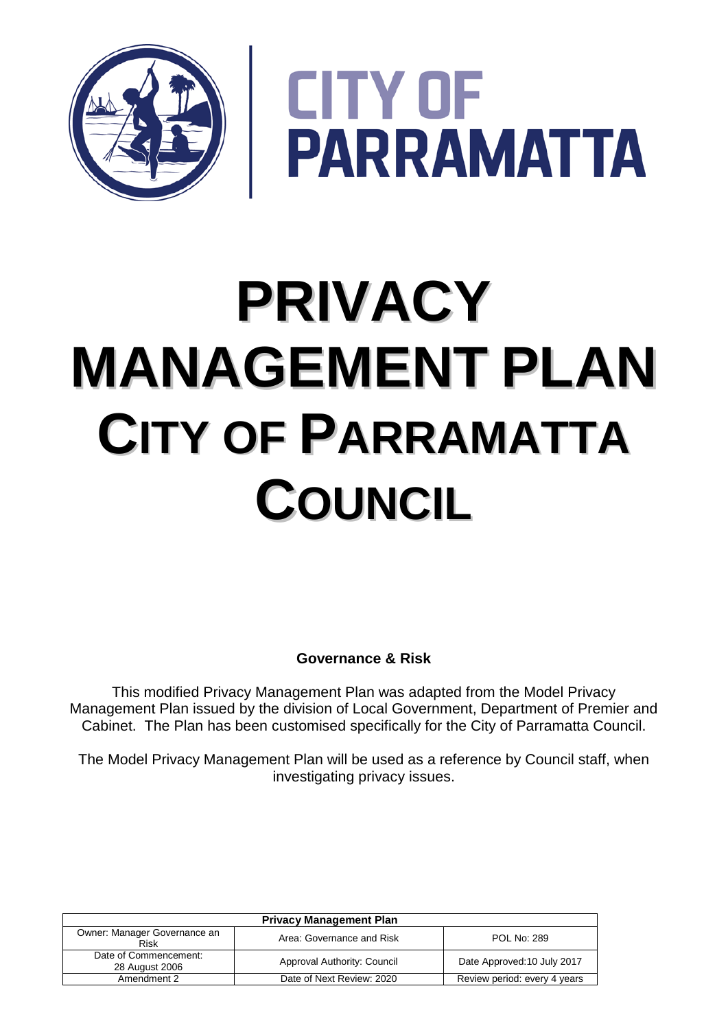CITY OF PARRAMATTA

# PRIVACY MANAGEMENT PLAN CITY OF PARRAMATTA COUNCIL

**Governance & Risk**

This modified Privacy Management Plan was adapted from the Model Privacy Management Plan issued by the division of Local Government, Department of Premier and Cabinet. The Plan has been customised specifically for the City of Parramatta Council.

The Model Privacy Management Plan will be used as a reference by Council staff, when investigating privacy issues.

| Privacy Management Plan | | |
|---|---|---|
| Owner: Manager Governance an Risk | Area: Governance and Risk | POL No: 289 |
| Date of Commencement: 28 August 2006 | Approval Authority: Council | Date Approved:10 July 2017 |
| Amendment 2 | Date of Next Review: 2020 | Review period: every 4 years |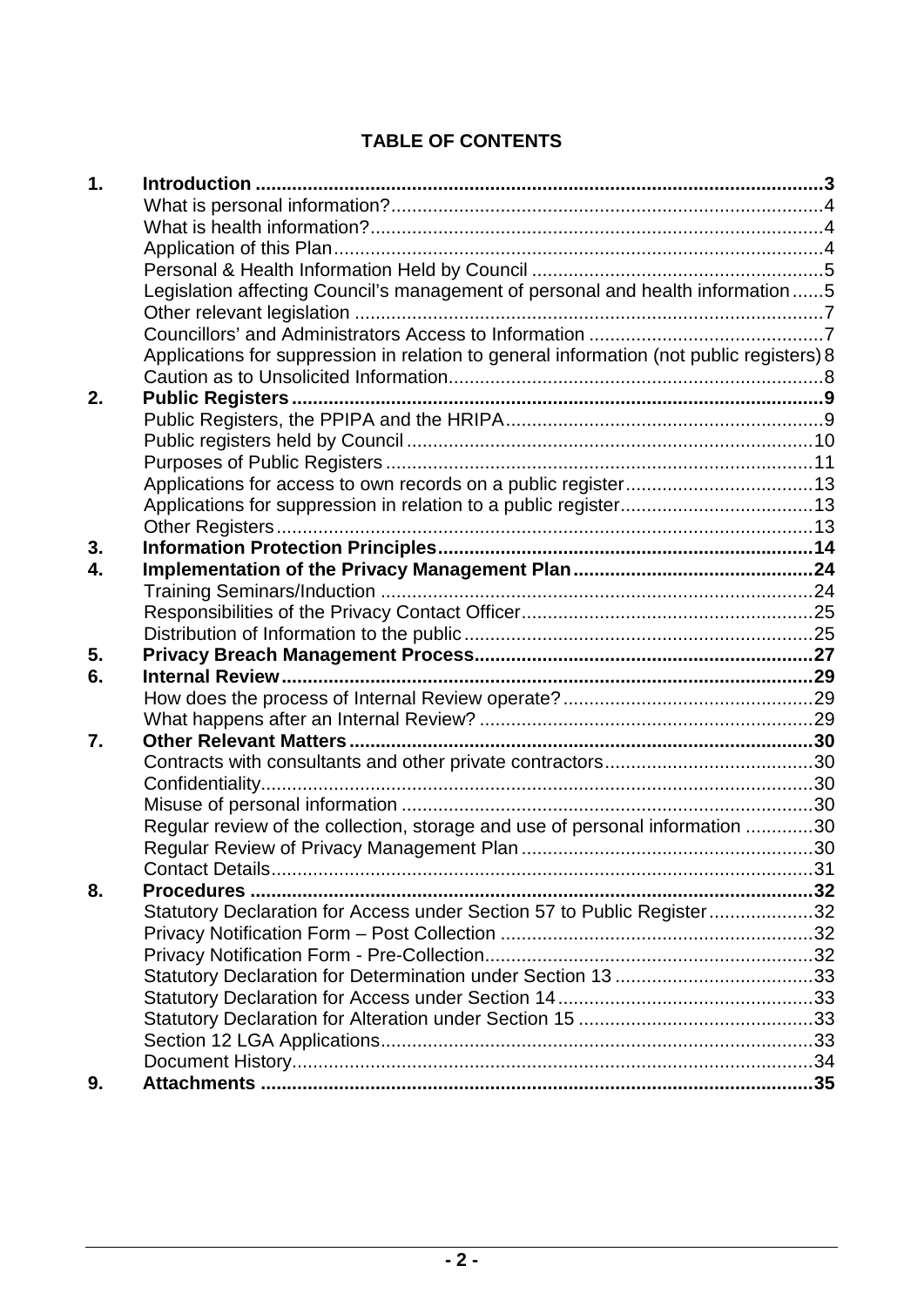# TABLE OF CONTENTS

| | | |
|---|---|---|
| **1.** | **Introduction** | **3** |
| | What is personal information? | 4 |
| | What is health information? | 4 |
| | Application of this Plan | 4 |
| | Personal & Health Information Held by Council | 5 |
| | Legislation affecting Council's management of personal and health information | 5 |
| | Other relevant legislation | 7 |
| | Councillors' and Administrators Access to Information | 7 |
| | Applications for suppression in relation to general information (not public registers) | 8 |
| | Caution as to Unsolicited Information | 8 |
| **2.** | **Public Registers** | **9** |
| | Public Registers, the PPIPA and the HRIPA | 9 |
| | Public registers held by Council | 10 |
| | Purposes of Public Registers | 11 |
| | Applications for access to own records on a public register | 13 |
| | Applications for suppression in relation to a public register | 13 |
| | Other Registers | 13 |
| **3.** | **Information Protection Principles** | **14** |
| **4.** | **Implementation of the Privacy Management Plan** | **24** |
| | Training Seminars/Induction | 24 |
| | Responsibilities of the Privacy Contact Officer | 25 |
| | Distribution of Information to the public | 25 |
| **5.** | **Privacy Breach Management Process** | **27** |
| **6.** | **Internal Review** | **29** |
| | How does the process of Internal Review operate? | 29 |
| | What happens after an Internal Review? | 29 |
| **7.** | **Other Relevant Matters** | **30** |
| | Contracts with consultants and other private contractors | 30 |
| | Confidentiality | 30 |
| | Misuse of personal information | 30 |
| | Regular review of the collection, storage and use of personal information | 30 |
| | Regular Review of Privacy Management Plan | 30 |
| | Contact Details | 31 |
| **8.** | **Procedures** | **32** |
| | Statutory Declaration for Access under Section 57 to Public Register | 32 |
| | Privacy Notification Form – Post Collection | 32 |
| | Privacy Notification Form - Pre-Collection | 32 |
| | Statutory Declaration for Determination under Section 13 | 33 |
| | Statutory Declaration for Access under Section 14 | 33 |
| | Statutory Declaration for Alteration under Section 15 | 33 |
| | Section 12 LGA Applications | 33 |
| | Document History | 34 |
| **9.** | **Attachments** | **35** |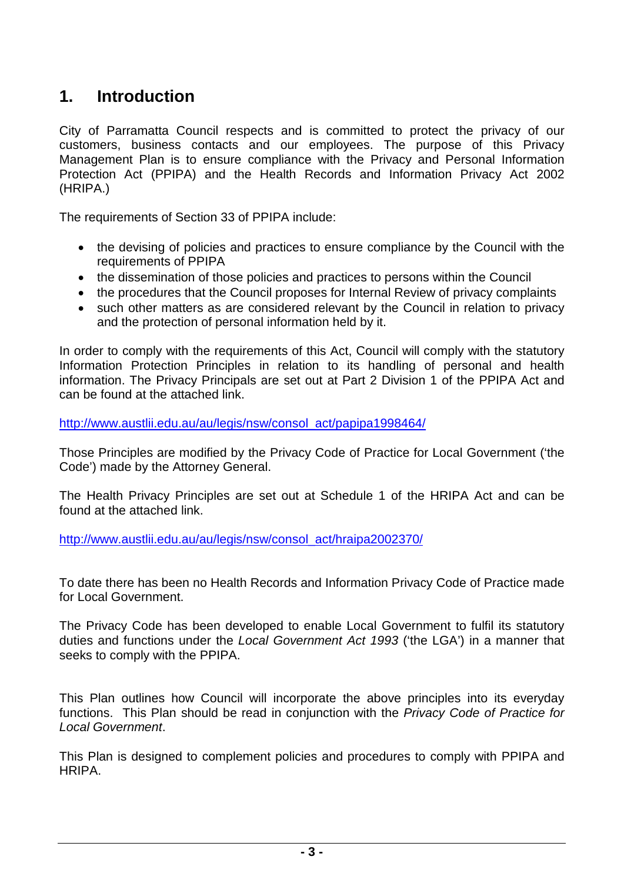# 1. Introduction

City of Parramatta Council respects and is committed to protect the privacy of our customers, business contacts and our employees. The purpose of this Privacy Management Plan is to ensure compliance with the Privacy and Personal Information Protection Act (PPIPA) and the Health Records and Information Privacy Act 2002 (HRIPA.)

The requirements of Section 33 of PPIPA include:

- the devising of policies and practices to ensure compliance by the Council with the requirements of PPIPA
- the dissemination of those policies and practices to persons within the Council
- the procedures that the Council proposes for Internal Review of privacy complaints
- such other matters as are considered relevant by the Council in relation to privacy and the protection of personal information held by it.

In order to comply with the requirements of this Act, Council will comply with the statutory Information Protection Principles in relation to its handling of personal and health information. The Privacy Principals are set out at Part 2 Division 1 of the PPIPA Act and can be found at the attached link.

http://www.austlii.edu.au/au/legis/nsw/consol_act/papipa1998464/

Those Principles are modified by the Privacy Code of Practice for Local Government ('the Code') made by the Attorney General.

The Health Privacy Principles are set out at Schedule 1 of the HRIPA Act and can be found at the attached link.

http://www.austlii.edu.au/au/legis/nsw/consol_act/hraipa2002370/

To date there has been no Health Records and Information Privacy Code of Practice made for Local Government.

The Privacy Code has been developed to enable Local Government to fulfil its statutory duties and functions under the *Local Government Act 1993* ('the LGA') in a manner that seeks to comply with the PPIPA.

This Plan outlines how Council will incorporate the above principles into its everyday functions. This Plan should be read in conjunction with the *Privacy Code of Practice for Local Government*.

This Plan is designed to complement policies and procedures to comply with PPIPA and HRIPA.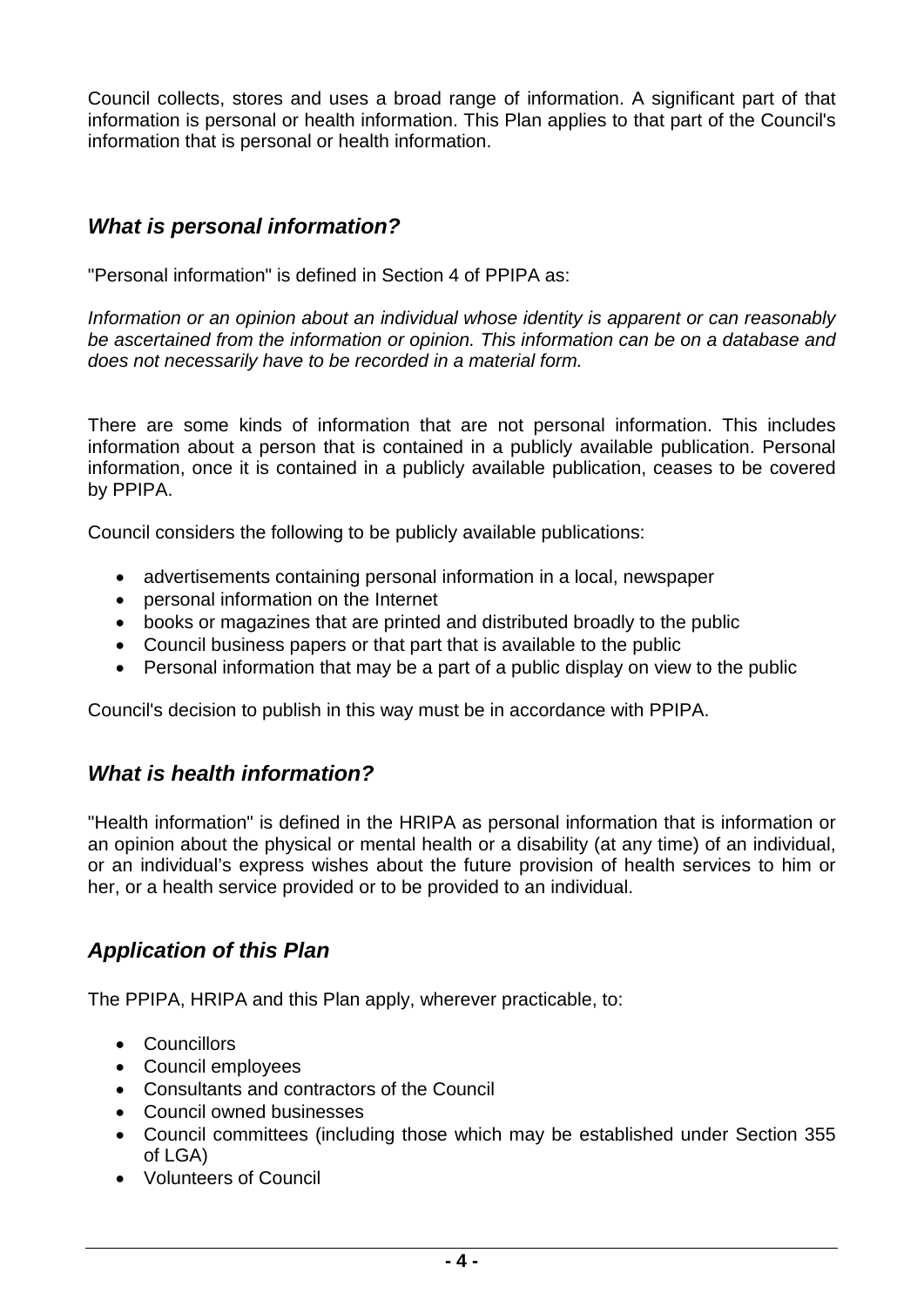Council collects, stores and uses a broad range of information. A significant part of that information is personal or health information. This Plan applies to that part of the Council's information that is personal or health information.

## *What is personal information?*

"Personal information" is defined in Section 4 of PPIPA as:

*Information or an opinion about an individual whose identity is apparent or can reasonably be ascertained from the information or opinion. This information can be on a database and does not necessarily have to be recorded in a material form.*

There are some kinds of information that are not personal information. This includes information about a person that is contained in a publicly available publication. Personal information, once it is contained in a publicly available publication, ceases to be covered by PPIPA.

Council considers the following to be publicly available publications:

- advertisements containing personal information in a local, newspaper
- personal information on the Internet
- books or magazines that are printed and distributed broadly to the public
- Council business papers or that part that is available to the public
- Personal information that may be a part of a public display on view to the public

Council's decision to publish in this way must be in accordance with PPIPA.

## *What is health information?*

"Health information" is defined in the HRIPA as personal information that is information or an opinion about the physical or mental health or a disability (at any time) of an individual, or an individual's express wishes about the future provision of health services to him or her, or a health service provided or to be provided to an individual.

## *Application of this Plan*

The PPIPA, HRIPA and this Plan apply, wherever practicable, to:

- Councillors
- Council employees
- Consultants and contractors of the Council
- Council owned businesses
- Council committees (including those which may be established under Section 355 of LGA)
- Volunteers of Council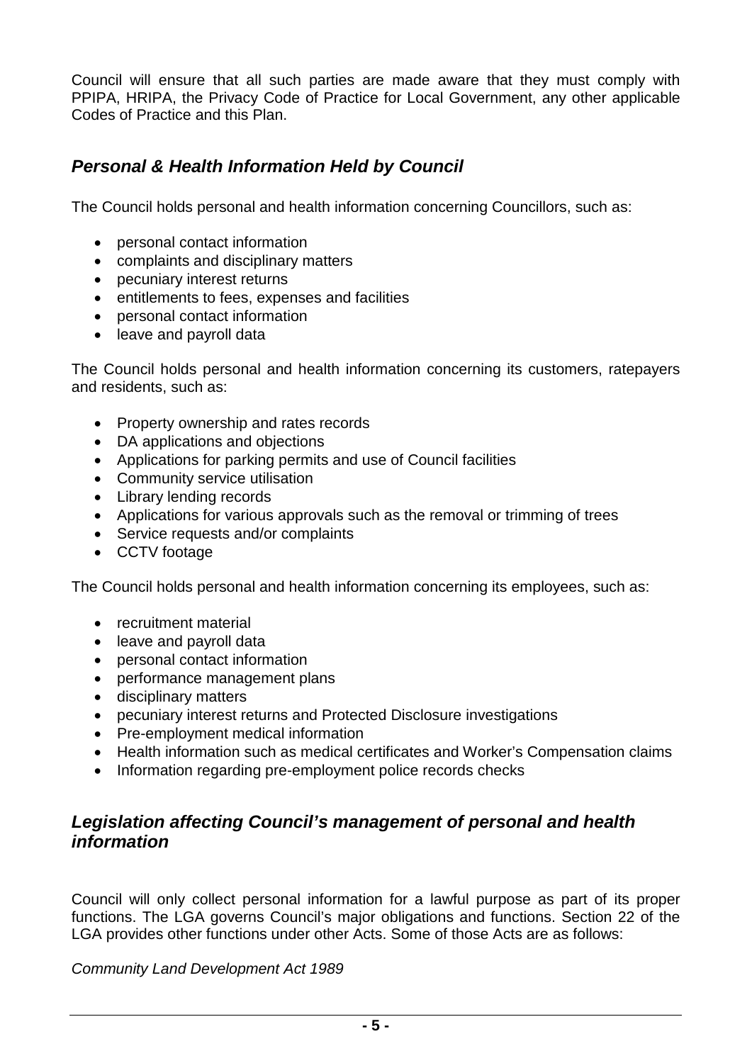Council will ensure that all such parties are made aware that they must comply with PPIPA, HRIPA, the Privacy Code of Practice for Local Government, any other applicable Codes of Practice and this Plan.

## *Personal & Health Information Held by Council*

The Council holds personal and health information concerning Councillors, such as:

- personal contact information
- complaints and disciplinary matters
- pecuniary interest returns
- entitlements to fees, expenses and facilities
- personal contact information
- leave and payroll data

The Council holds personal and health information concerning its customers, ratepayers and residents, such as:

- Property ownership and rates records
- DA applications and objections
- Applications for parking permits and use of Council facilities
- Community service utilisation
- Library lending records
- Applications for various approvals such as the removal or trimming of trees
- Service requests and/or complaints
- CCTV footage

The Council holds personal and health information concerning its employees, such as:

- recruitment material
- leave and payroll data
- personal contact information
- performance management plans
- disciplinary matters
- pecuniary interest returns and Protected Disclosure investigations
- Pre-employment medical information
- Health information such as medical certificates and Worker's Compensation claims
- Information regarding pre-employment police records checks

## *Legislation affecting Council's management of personal and health information*

Council will only collect personal information for a lawful purpose as part of its proper functions. The LGA governs Council's major obligations and functions. Section 22 of the LGA provides other functions under other Acts. Some of those Acts are as follows:

*Community Land Development Act 1989*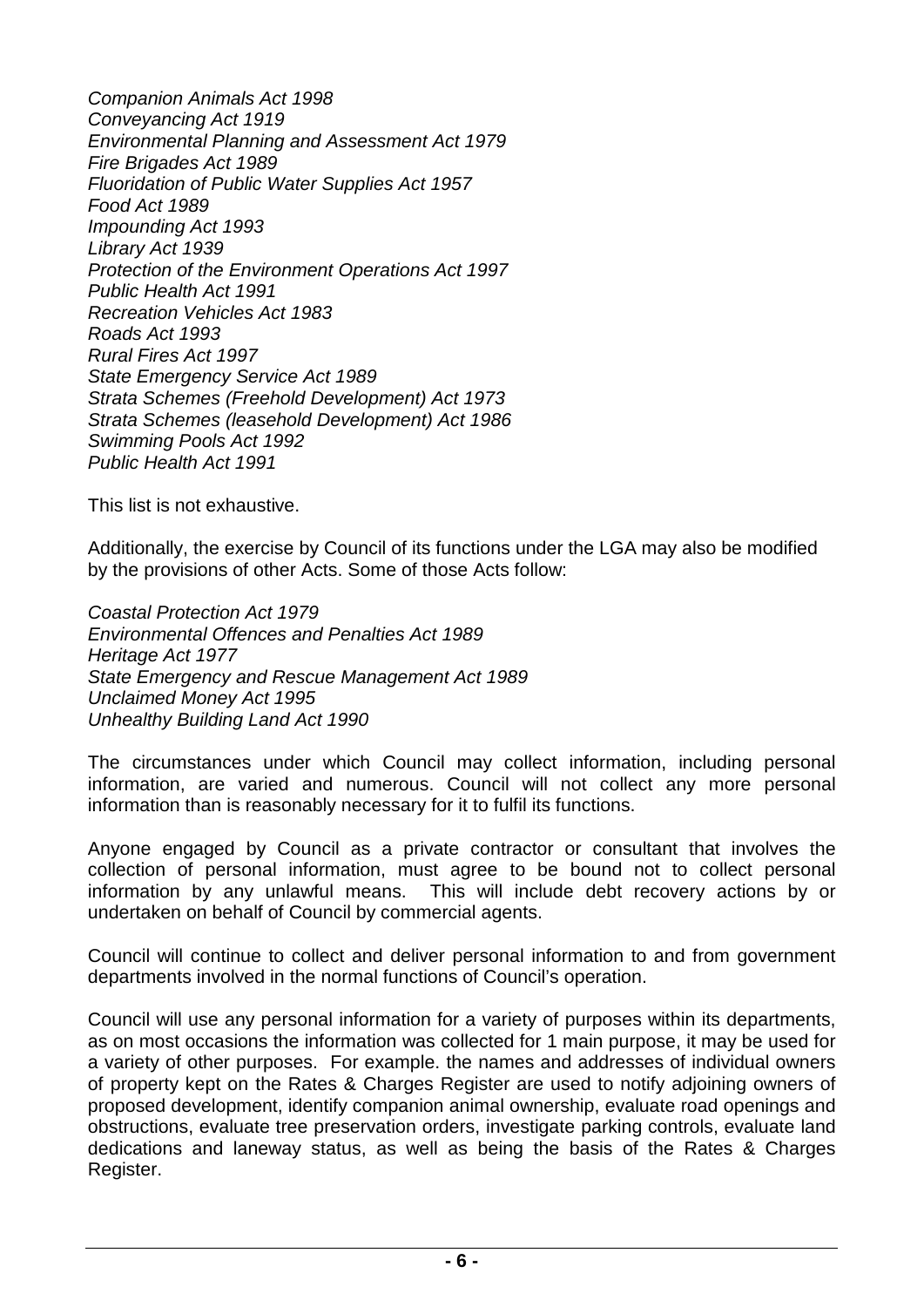*Companion Animals Act 1998*
*Conveyancing Act 1919*
*Environmental Planning and Assessment Act 1979*
*Fire Brigades Act 1989*
*Fluoridation of Public Water Supplies Act 1957*
*Food Act 1989*
*Impounding Act 1993*
*Library Act 1939*
*Protection of the Environment Operations Act 1997*
*Public Health Act 1991*
*Recreation Vehicles Act 1983*
*Roads Act 1993*
*Rural Fires Act 1997*
*State Emergency Service Act 1989*
*Strata Schemes (Freehold Development) Act 1973*
*Strata Schemes (leasehold Development) Act 1986*
*Swimming Pools Act 1992*
*Public Health Act 1991*

This list is not exhaustive.

Additionally, the exercise by Council of its functions under the LGA may also be modified by the provisions of other Acts. Some of those Acts follow:

*Coastal Protection Act 1979*
*Environmental Offences and Penalties Act 1989*
*Heritage Act 1977*
*State Emergency and Rescue Management Act 1989*
*Unclaimed Money Act 1995*
*Unhealthy Building Land Act 1990*

The circumstances under which Council may collect information, including personal information, are varied and numerous. Council will not collect any more personal information than is reasonably necessary for it to fulfil its functions.

Anyone engaged by Council as a private contractor or consultant that involves the collection of personal information, must agree to be bound not to collect personal information by any unlawful means. This will include debt recovery actions by or undertaken on behalf of Council by commercial agents.

Council will continue to collect and deliver personal information to and from government departments involved in the normal functions of Council's operation.

Council will use any personal information for a variety of purposes within its departments, as on most occasions the information was collected for 1 main purpose, it may be used for a variety of other purposes. For example. the names and addresses of individual owners of property kept on the Rates & Charges Register are used to notify adjoining owners of proposed development, identify companion animal ownership, evaluate road openings and obstructions, evaluate tree preservation orders, investigate parking controls, evaluate land dedications and laneway status, as well as being the basis of the Rates & Charges Register.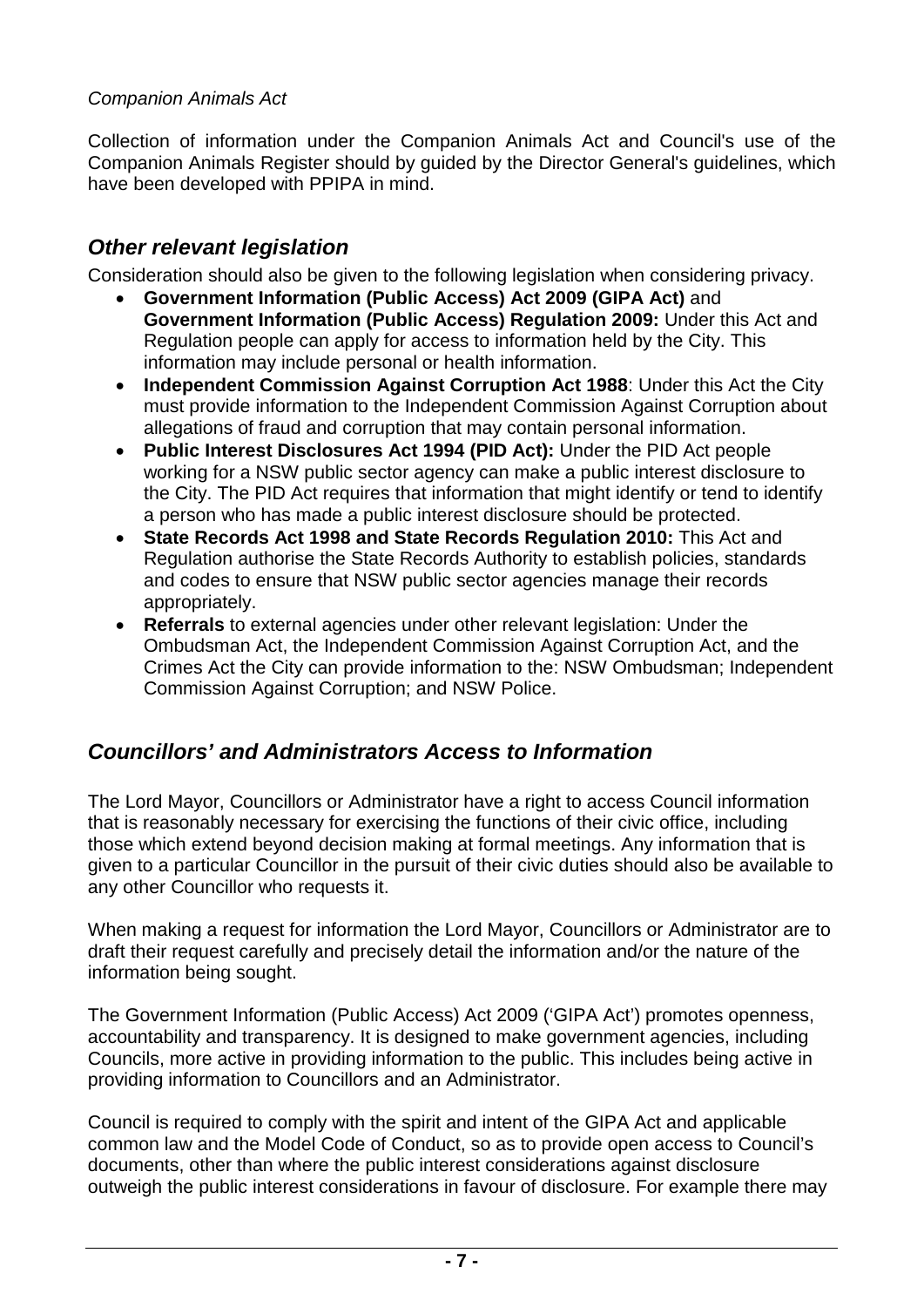*Companion Animals Act*

Collection of information under the Companion Animals Act and Council's use of the Companion Animals Register should by guided by the Director General's guidelines, which have been developed with PPIPA in mind.

## *Other relevant legislation*

Consideration should also be given to the following legislation when considering privacy.

- **Government Information (Public Access) Act 2009 (GIPA Act)** and **Government Information (Public Access) Regulation 2009:** Under this Act and Regulation people can apply for access to information held by the City. This information may include personal or health information.
- **Independent Commission Against Corruption Act 1988**: Under this Act the City must provide information to the Independent Commission Against Corruption about allegations of fraud and corruption that may contain personal information.
- **Public Interest Disclosures Act 1994 (PID Act):** Under the PID Act people working for a NSW public sector agency can make a public interest disclosure to the City. The PID Act requires that information that might identify or tend to identify a person who has made a public interest disclosure should be protected.
- **State Records Act 1998 and State Records Regulation 2010:** This Act and Regulation authorise the State Records Authority to establish policies, standards and codes to ensure that NSW public sector agencies manage their records appropriately.
- **Referrals** to external agencies under other relevant legislation: Under the Ombudsman Act, the Independent Commission Against Corruption Act, and the Crimes Act the City can provide information to the: NSW Ombudsman; Independent Commission Against Corruption; and NSW Police.

## *Councillors' and Administrators Access to Information*

The Lord Mayor, Councillors or Administrator have a right to access Council information that is reasonably necessary for exercising the functions of their civic office, including those which extend beyond decision making at formal meetings. Any information that is given to a particular Councillor in the pursuit of their civic duties should also be available to any other Councillor who requests it.

When making a request for information the Lord Mayor, Councillors or Administrator are to draft their request carefully and precisely detail the information and/or the nature of the information being sought.

The Government Information (Public Access) Act 2009 ('GIPA Act') promotes openness, accountability and transparency. It is designed to make government agencies, including Councils, more active in providing information to the public. This includes being active in providing information to Councillors and an Administrator.

Council is required to comply with the spirit and intent of the GIPA Act and applicable common law and the Model Code of Conduct, so as to provide open access to Council's documents, other than where the public interest considerations against disclosure outweigh the public interest considerations in favour of disclosure. For example there may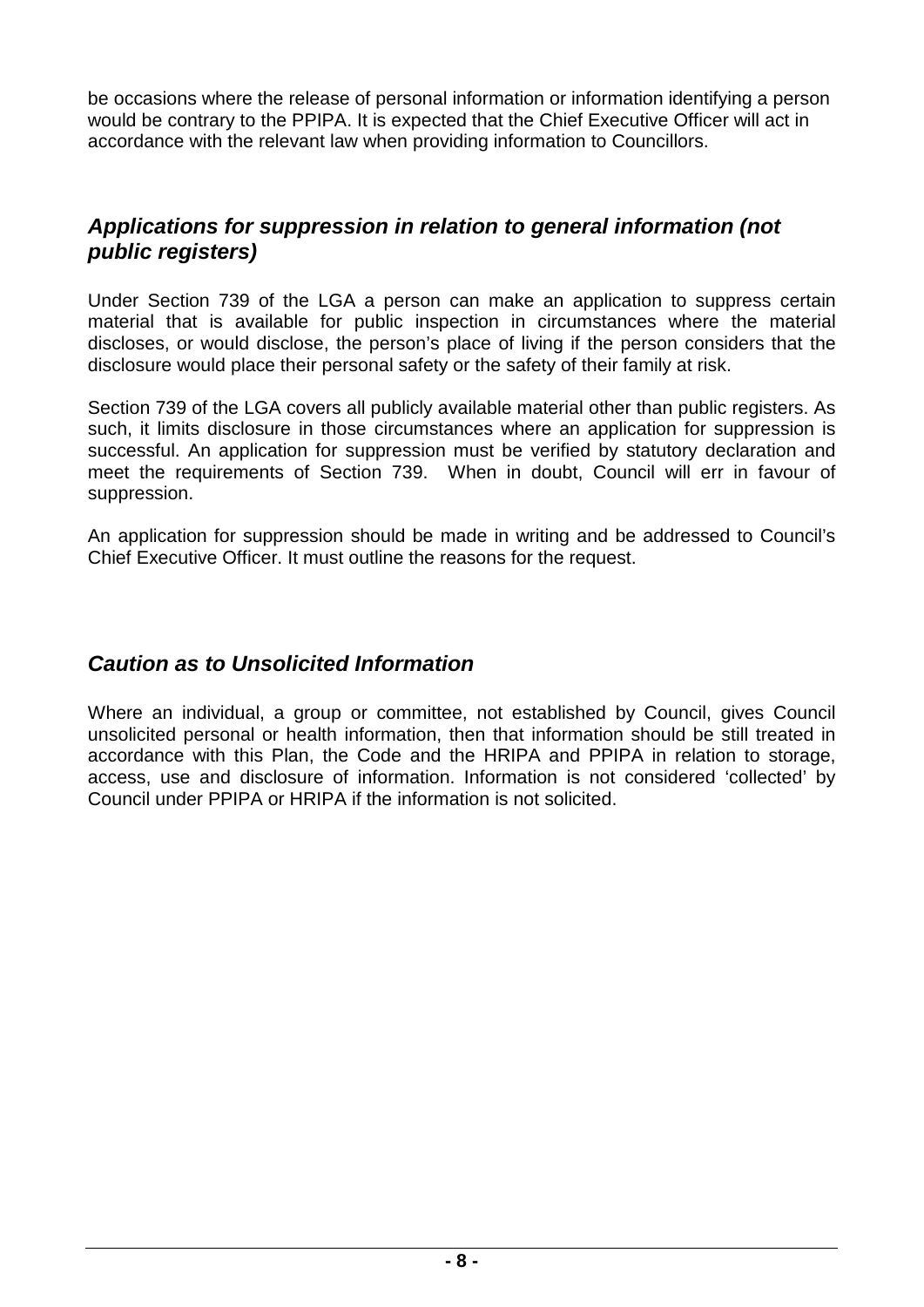be occasions where the release of personal information or information identifying a person would be contrary to the PPIPA. It is expected that the Chief Executive Officer will act in accordance with the relevant law when providing information to Councillors.

### *Applications for suppression in relation to general information (not public registers)*

Under Section 739 of the LGA a person can make an application to suppress certain material that is available for public inspection in circumstances where the material discloses, or would disclose, the person's place of living if the person considers that the disclosure would place their personal safety or the safety of their family at risk.

Section 739 of the LGA covers all publicly available material other than public registers. As such, it limits disclosure in those circumstances where an application for suppression is successful. An application for suppression must be verified by statutory declaration and meet the requirements of Section 739. When in doubt, Council will err in favour of suppression.

An application for suppression should be made in writing and be addressed to Council's Chief Executive Officer. It must outline the reasons for the request.

### *Caution as to Unsolicited Information*

Where an individual, a group or committee, not established by Council, gives Council unsolicited personal or health information, then that information should be still treated in accordance with this Plan, the Code and the HRIPA and PPIPA in relation to storage, access, use and disclosure of information. Information is not considered 'collected' by Council under PPIPA or HRIPA if the information is not solicited.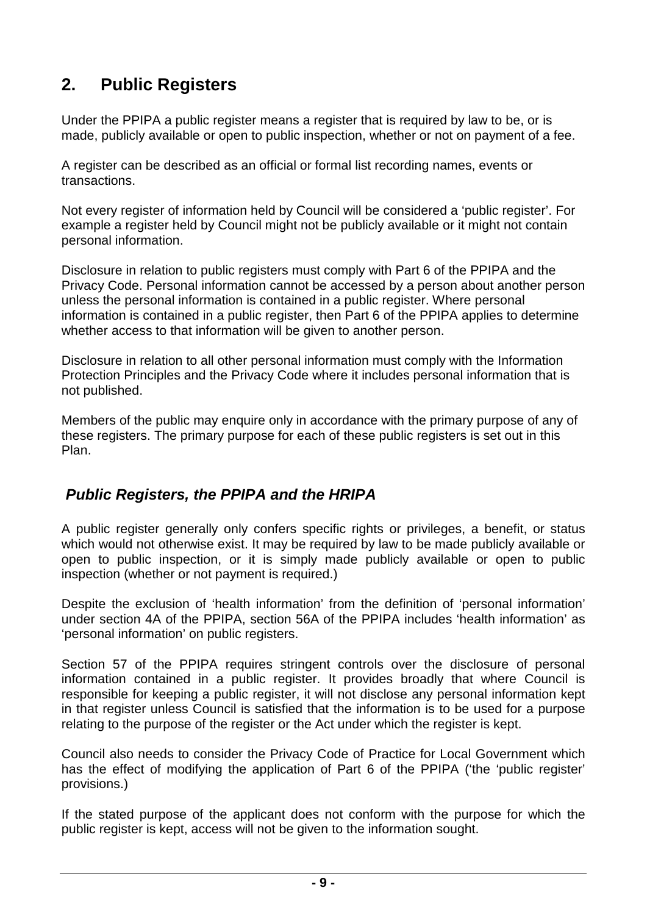## 2. Public Registers

Under the PPIPA a public register means a register that is required by law to be, or is made, publicly available or open to public inspection, whether or not on payment of a fee.

A register can be described as an official or formal list recording names, events or transactions.

Not every register of information held by Council will be considered a 'public register'. For example a register held by Council might not be publicly available or it might not contain personal information.

Disclosure in relation to public registers must comply with Part 6 of the PPIPA and the Privacy Code. Personal information cannot be accessed by a person about another person unless the personal information is contained in a public register. Where personal information is contained in a public register, then Part 6 of the PPIPA applies to determine whether access to that information will be given to another person.

Disclosure in relation to all other personal information must comply with the Information Protection Principles and the Privacy Code where it includes personal information that is not published.

Members of the public may enquire only in accordance with the primary purpose of any of these registers. The primary purpose for each of these public registers is set out in this Plan.

### *Public Registers, the PPIPA and the HRIPA*

A public register generally only confers specific rights or privileges, a benefit, or status which would not otherwise exist. It may be required by law to be made publicly available or open to public inspection, or it is simply made publicly available or open to public inspection (whether or not payment is required.)

Despite the exclusion of 'health information' from the definition of 'personal information' under section 4A of the PPIPA, section 56A of the PPIPA includes 'health information' as 'personal information' on public registers.

Section 57 of the PPIPA requires stringent controls over the disclosure of personal information contained in a public register. It provides broadly that where Council is responsible for keeping a public register, it will not disclose any personal information kept in that register unless Council is satisfied that the information is to be used for a purpose relating to the purpose of the register or the Act under which the register is kept.

Council also needs to consider the Privacy Code of Practice for Local Government which has the effect of modifying the application of Part 6 of the PPIPA ('the 'public register' provisions.)

If the stated purpose of the applicant does not conform with the purpose for which the public register is kept, access will not be given to the information sought.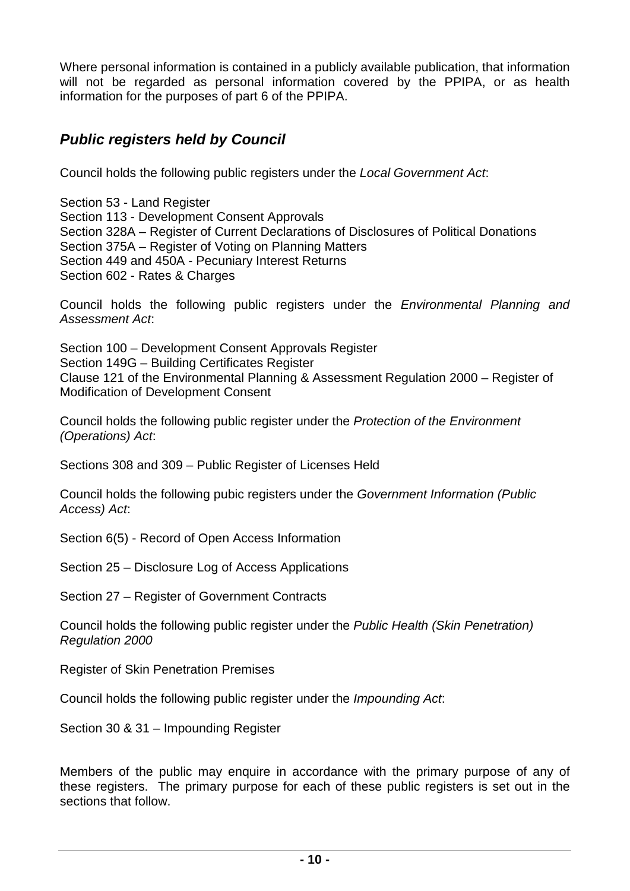Where personal information is contained in a publicly available publication, that information will not be regarded as personal information covered by the PPIPA, or as health information for the purposes of part 6 of the PPIPA.

## *Public registers held by Council*

Council holds the following public registers under the *Local Government Act*:

Section 53 - Land Register
Section 113 - Development Consent Approvals
Section 328A – Register of Current Declarations of Disclosures of Political Donations
Section 375A – Register of Voting on Planning Matters
Section 449 and 450A - Pecuniary Interest Returns
Section 602 - Rates & Charges

Council holds the following public registers under the *Environmental Planning and Assessment Act*:

Section 100 – Development Consent Approvals Register
Section 149G – Building Certificates Register
Clause 121 of the Environmental Planning & Assessment Regulation 2000 – Register of Modification of Development Consent

Council holds the following public register under the *Protection of the Environment (Operations) Act*:

Sections 308 and 309 – Public Register of Licenses Held

Council holds the following pubic registers under the *Government Information (Public Access) Act*:

Section 6(5) - Record of Open Access Information

Section 25 – Disclosure Log of Access Applications

Section 27 – Register of Government Contracts

Council holds the following public register under the *Public Health (Skin Penetration) Regulation 2000*

Register of Skin Penetration Premises

Council holds the following public register under the *Impounding Act*:

Section 30 & 31 – Impounding Register

Members of the public may enquire in accordance with the primary purpose of any of these registers. The primary purpose for each of these public registers is set out in the sections that follow.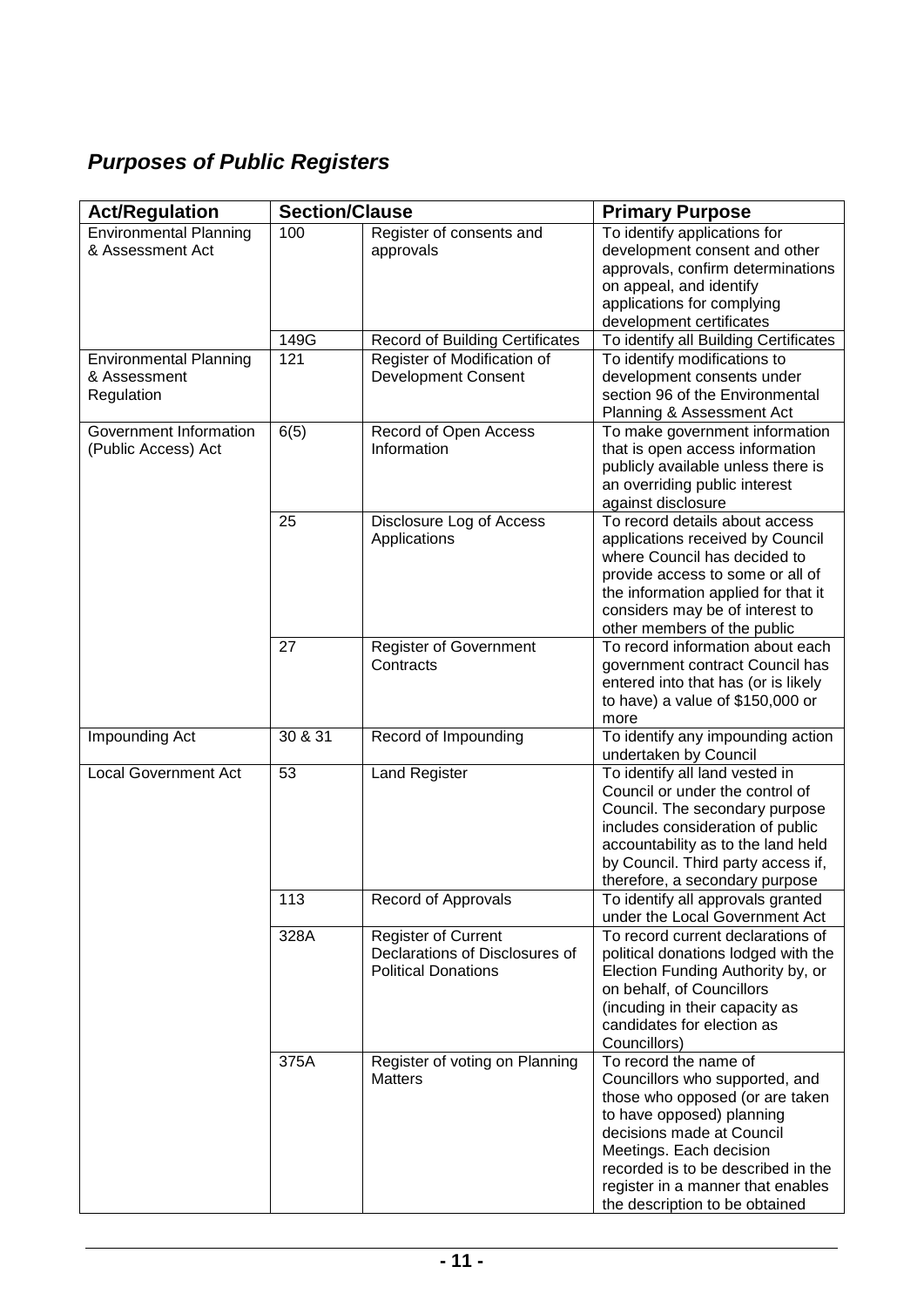## ***Purposes of Public Registers***

| Act/Regulation | Section/Clause | | Primary Purpose |
|---|---|---|---|
| Environmental Planning & Assessment Act | 100 | Register of consents and approvals | To identify applications for development consent and other approvals, confirm determinations on appeal, and identify applications for complying development certificates |
| | 149G | Record of Building Certificates | To identify all Building Certificates |
| Environmental Planning & Assessment Regulation | 121 | Register of Modification of Development Consent | To identify modifications to development consents under section 96 of the Environmental Planning & Assessment Act |
| Government Information (Public Access) Act | 6(5) | Record of Open Access Information | To make government information that is open access information publicly available unless there is an overriding public interest against disclosure |
| | 25 | Disclosure Log of Access Applications | To record details about access applications received by Council where Council has decided to provide access to some or all of the information applied for that it considers may be of interest to other members of the public |
| | 27 | Register of Government Contracts | To record information about each government contract Council has entered into that has (or is likely to have) a value of $150,000 or more |
| Impounding Act | 30 & 31 | Record of Impounding | To identify any impounding action undertaken by Council |
| Local Government Act | 53 | Land Register | To identify all land vested in Council or under the control of Council. The secondary purpose includes consideration of public accountability as to the land held by Council. Third party access if, therefore, a secondary purpose |
| | 113 | Record of Approvals | To identify all approvals granted under the Local Government Act |
| | 328A | Register of Current Declarations of Disclosures of Political Donations | To record current declarations of political donations lodged with the Election Funding Authority by, or on behalf, of Councillors (incuding in their capacity as candidates for election as Councillors) |
| | 375A | Register of voting on Planning Matters | To record the name of Councillors who supported, and those who opposed (or are taken to have opposed) planning decisions made at Council Meetings. Each decision recorded is to be described in the register in a manner that enables the description to be obtained |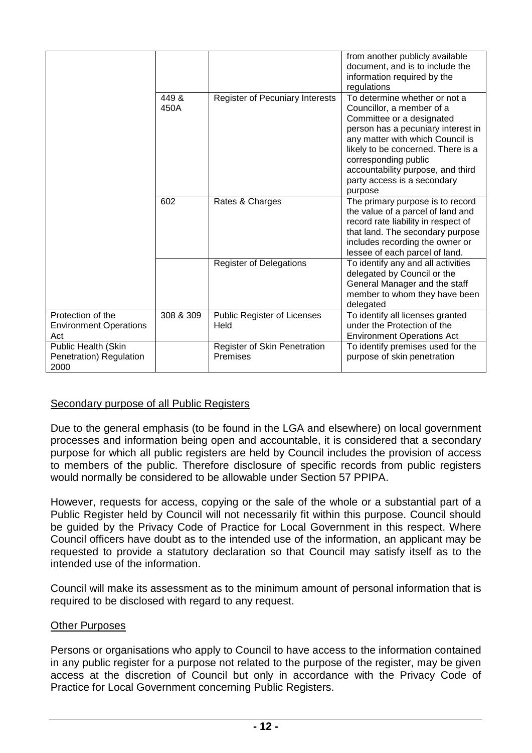| | | | |
|---|---|---|---|
| | | | from another publicly available document, and is to include the information required by the regulations |
| | 449 & 450A | Register of Pecuniary Interests | To determine whether or not a Councillor, a member of a Committee or a designated person has a pecuniary interest in any matter with which Council is likely to be concerned. There is a corresponding public accountability purpose, and third party access is a secondary purpose |
| | 602 | Rates & Charges | The primary purpose is to record the value of a parcel of land and record rate liability in respect of that land. The secondary purpose includes recording the owner or lessee of each parcel of land. |
| | | Register of Delegations | To identify any and all activities delegated by Council or the General Manager and the staff member to whom they have been delegated |
| Protection of the Environment Operations Act | 308 & 309 | Public Register of Licenses Held | To identify all licenses granted under the Protection of the Environment Operations Act |
| Public Health (Skin Penetration) Regulation 2000 | | Register of Skin Penetration Premises | To identify premises used for the purpose of skin penetration |

<u>Secondary purpose of all Public Registers</u>

Due to the general emphasis (to be found in the LGA and elsewhere) on local government processes and information being open and accountable, it is considered that a secondary purpose for which all public registers are held by Council includes the provision of access to members of the public. Therefore disclosure of specific records from public registers would normally be considered to be allowable under Section 57 PPIPA.

However, requests for access, copying or the sale of the whole or a substantial part of a Public Register held by Council will not necessarily fit within this purpose. Council should be guided by the Privacy Code of Practice for Local Government in this respect. Where Council officers have doubt as to the intended use of the information, an applicant may be requested to provide a statutory declaration so that Council may satisfy itself as to the intended use of the information.

Council will make its assessment as to the minimum amount of personal information that is required to be disclosed with regard to any request.

<u>Other Purposes</u>

Persons or organisations who apply to Council to have access to the information contained in any public register for a purpose not related to the purpose of the register, may be given access at the discretion of Council but only in accordance with the Privacy Code of Practice for Local Government concerning Public Registers.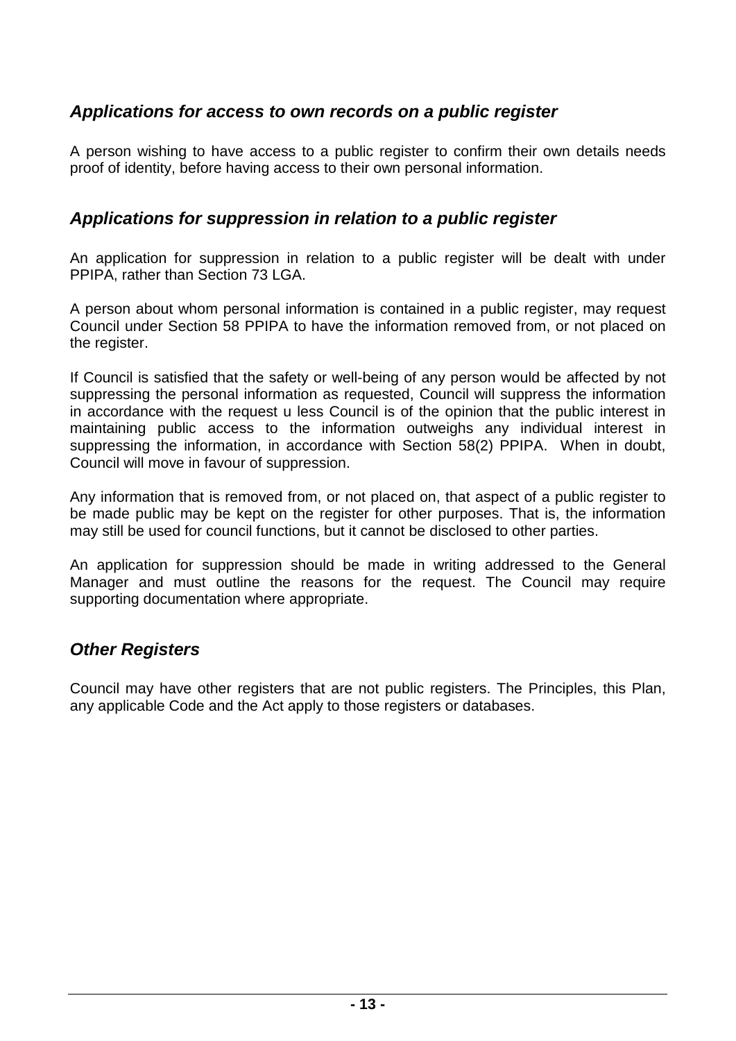### *Applications for access to own records on a public register*

A person wishing to have access to a public register to confirm their own details needs proof of identity, before having access to their own personal information.

### *Applications for suppression in relation to a public register*

An application for suppression in relation to a public register will be dealt with under PPIPA, rather than Section 73 LGA.

A person about whom personal information is contained in a public register, may request Council under Section 58 PPIPA to have the information removed from, or not placed on the register.

If Council is satisfied that the safety or well-being of any person would be affected by not suppressing the personal information as requested, Council will suppress the information in accordance with the request u less Council is of the opinion that the public interest in maintaining public access to the information outweighs any individual interest in suppressing the information, in accordance with Section 58(2) PPIPA. When in doubt, Council will move in favour of suppression.

Any information that is removed from, or not placed on, that aspect of a public register to be made public may be kept on the register for other purposes. That is, the information may still be used for council functions, but it cannot be disclosed to other parties.

An application for suppression should be made in writing addressed to the General Manager and must outline the reasons for the request. The Council may require supporting documentation where appropriate.

### *Other Registers*

Council may have other registers that are not public registers. The Principles, this Plan, any applicable Code and the Act apply to those registers or databases.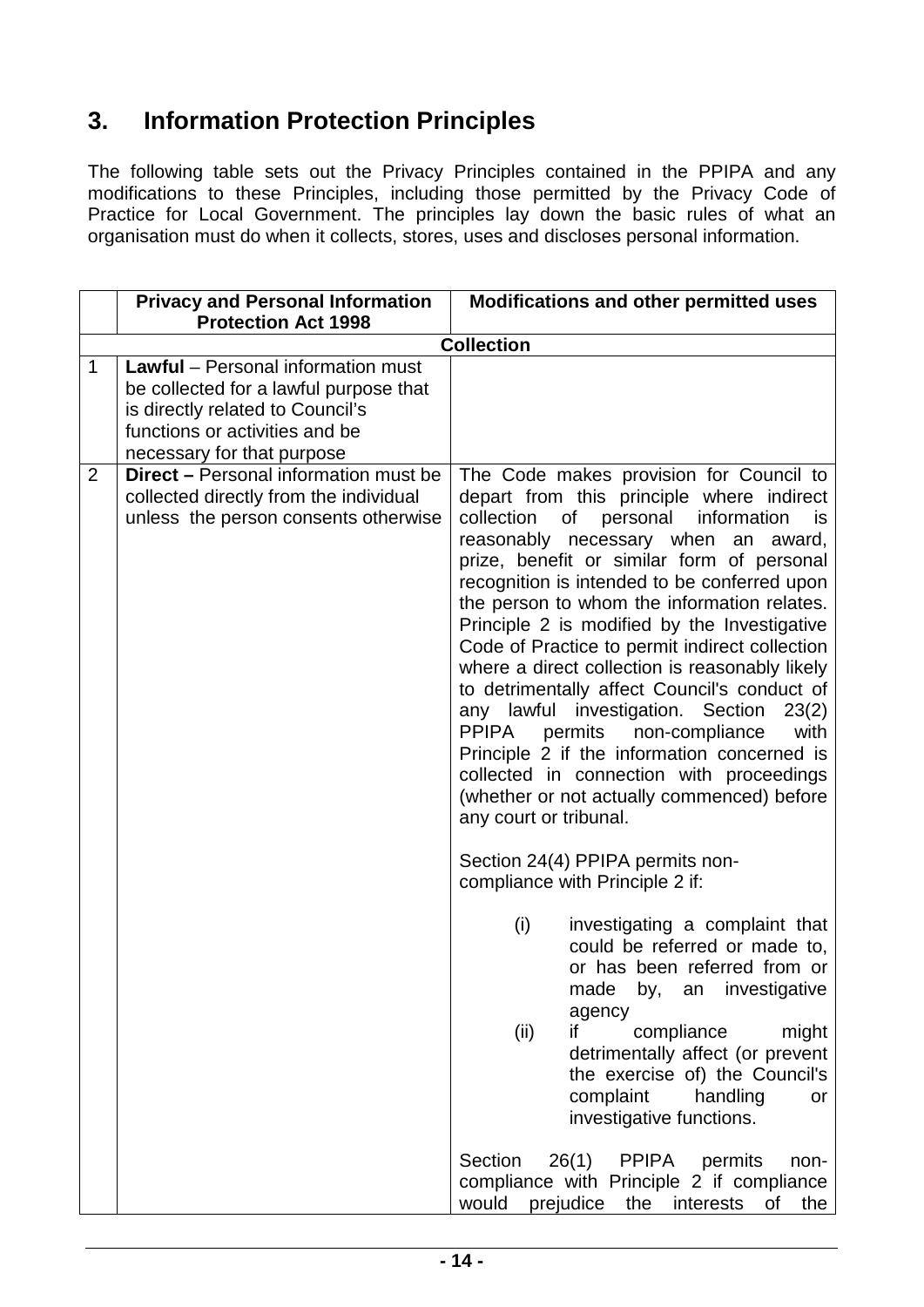## 3. Information Protection Principles

The following table sets out the Privacy Principles contained in the PPIPA and any modifications to these Principles, including those permitted by the Privacy Code of Practice for Local Government. The principles lay down the basic rules of what an organisation must do when it collects, stores, uses and discloses personal information.

| | Privacy and Personal Information Protection Act 1998 | Modifications and other permitted uses |
|---|---|---|
| | **Collection** | |
| 1 | **Lawful** – Personal information must be collected for a lawful purpose that is directly related to Council's functions or activities and be necessary for that purpose | |
| 2 | **Direct –** Personal information must be collected directly from the individual unless the person consents otherwise | The Code makes provision for Council to depart from this principle where indirect collection of personal information is reasonably necessary when an award, prize, benefit or similar form of personal recognition is intended to be conferred upon the person to whom the information relates. Principle 2 is modified by the Investigative Code of Practice to permit indirect collection where a direct collection is reasonably likely to detrimentally affect Council's conduct of any lawful investigation. Section 23(2) PPIPA permits non-compliance with Principle 2 if the information concerned is collected in connection with proceedings (whether or not actually commenced) before any court or tribunal.<br><br>Section 24(4) PPIPA permits non-compliance with Principle 2 if:<br><br>(i) investigating a complaint that could be referred or made to, or has been referred from or made by, an investigative agency<br>(ii) if compliance might detrimentally affect (or prevent the exercise of) the Council's complaint handling or investigative functions.<br><br>Section 26(1) PPIPA permits non-compliance with Principle 2 if compliance would prejudice the interests of the |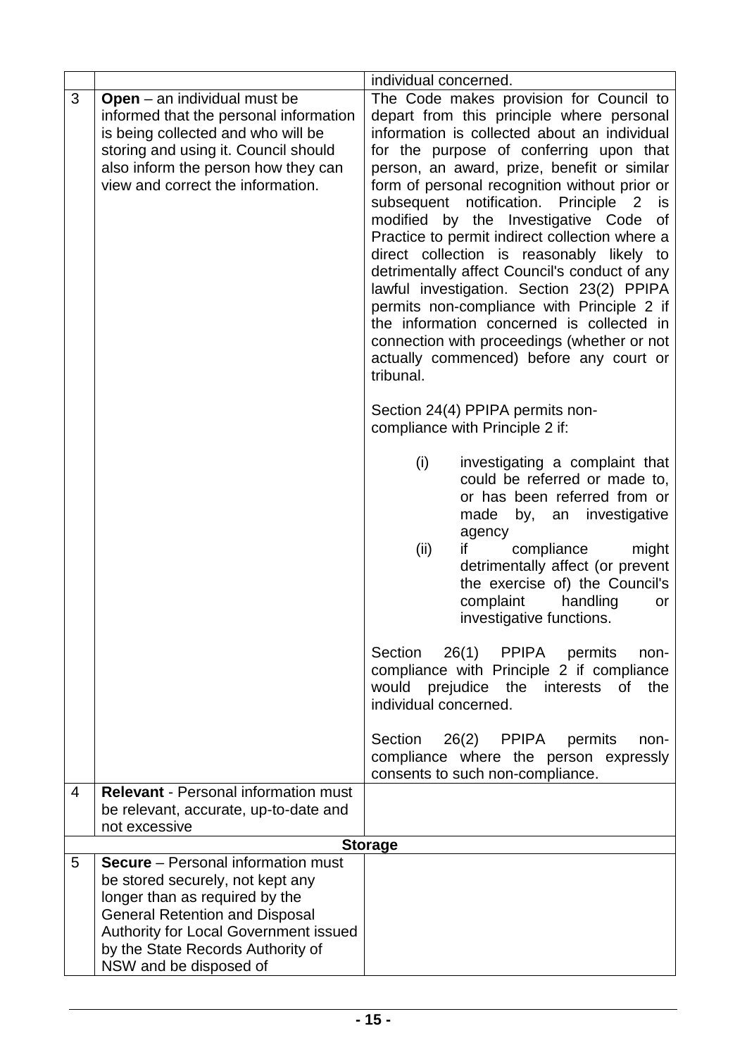| | | |
|---|---|---|
| | | individual concerned. |
| 3 | **Open** – an individual must be informed that the personal information is being collected and who will be storing and using it. Council should also inform the person how they can view and correct the information. | The Code makes provision for Council to depart from this principle where personal information is collected about an individual for the purpose of conferring upon that person, an award, prize, benefit or similar form of personal recognition without prior or subsequent notification. Principle 2 is modified by the Investigative Code of Practice to permit indirect collection where a direct collection is reasonably likely to detrimentally affect Council's conduct of any lawful investigation. Section 23(2) PPIPA permits non-compliance with Principle 2 if the information concerned is collected in connection with proceedings (whether or not actually commenced) before any court or tribunal.<br><br>Section 24(4) PPIPA permits non-compliance with Principle 2 if:<br><br>(i) investigating a complaint that could be referred or made to, or has been referred from or made by, an investigative agency<br>(ii) if compliance might detrimentally affect (or prevent the exercise of) the Council's complaint handling or investigative functions.<br><br>Section 26(1) PPIPA permits non-compliance with Principle 2 if compliance would prejudice the interests of the individual concerned.<br><br>Section 26(2) PPIPA permits non-compliance where the person expressly consents to such non-compliance. |
| 4 | **Relevant** - Personal information must be relevant, accurate, up-to-date and not excessive | |
| | **Storage** | |
| 5 | **Secure** – Personal information must be stored securely, not kept any longer than as required by the General Retention and Disposal Authority for Local Government issued by the State Records Authority of NSW and be disposed of | |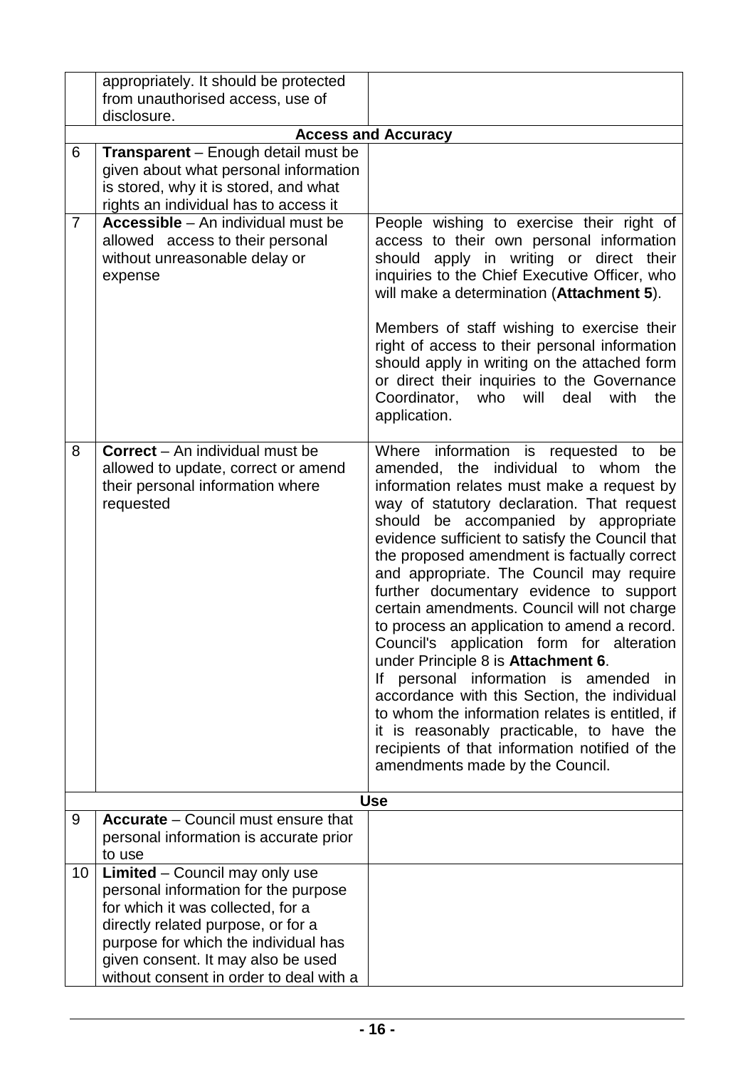| | | |
|---|---|---|
| | appropriately. It should be protected from unauthorised access, use of disclosure. | |
| | **Access and Accuracy** | |
| 6 | **Transparent** – Enough detail must be given about what personal information is stored, why it is stored, and what rights an individual has to access it | |
| 7 | **Accessible** – An individual must be allowed access to their personal without unreasonable delay or expense | People wishing to exercise their right of access to their own personal information should apply in writing or direct their inquiries to the Chief Executive Officer, who will make a determination (**Attachment 5**).<br><br>Members of staff wishing to exercise their right of access to their personal information should apply in writing on the attached form or direct their inquiries to the Governance Coordinator, who will deal with the application. |
| 8 | **Correct** – An individual must be allowed to update, correct or amend their personal information where requested | Where information is requested to be amended, the individual to whom the information relates must make a request by way of statutory declaration. That request should be accompanied by appropriate evidence sufficient to satisfy the Council that the proposed amendment is factually correct and appropriate. The Council may require further documentary evidence to support certain amendments. Council will not charge to process an application to amend a record. Council's application form for alteration under Principle 8 is **Attachment 6**.<br>If personal information is amended in accordance with this Section, the individual to whom the information relates is entitled, if it is reasonably practicable, to have the recipients of that information notified of the amendments made by the Council. |
| | **Use** | |
| 9 | **Accurate** – Council must ensure that personal information is accurate prior to use | |
| 10 | **Limited** – Council may only use personal information for the purpose for which it was collected, for a directly related purpose, or for a purpose for which the individual has given consent. It may also be used without consent in order to deal with a | |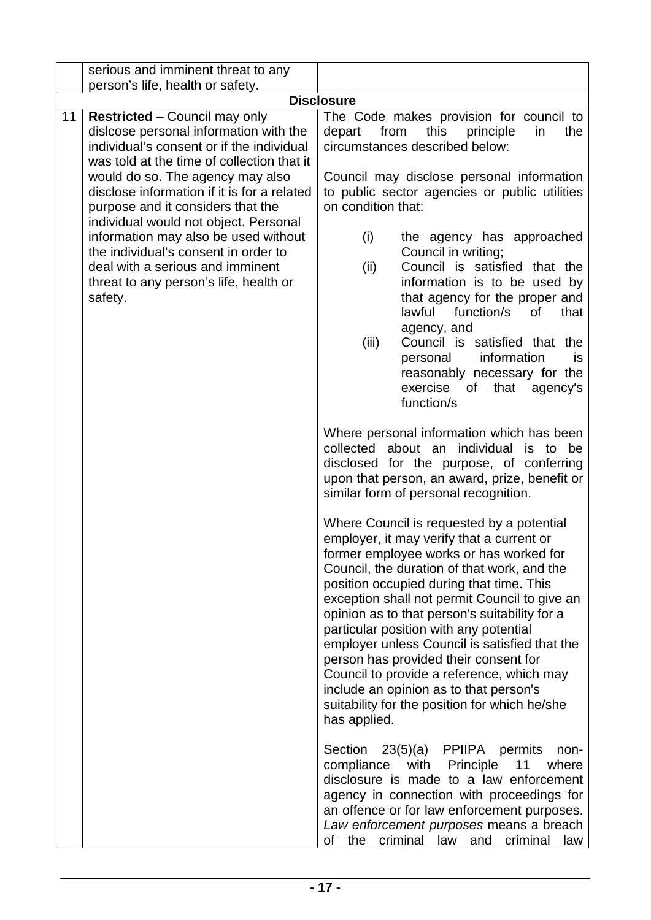|  |  |  |
|---|---|---|
|  | serious and imminent threat to any person's life, health or safety. |  |
| **Disclosure** | | |
| 11 | **Restricted** – Council may only dislcose personal information with the individual's consent or if the individual was told at the time of collection that it would do so. The agency may also disclose information if it is for a related purpose and it considers that the individual would not object. Personal information may also be used without the individual's consent in order to deal with a serious and imminent threat to any person's life, health or safety. | The Code makes provision for council to depart from this principle in the circumstances described below:<br><br>Council may disclose personal information to public sector agencies or public utilities on condition that:<br><br>(i) the agency has approached Council in writing;<br>(ii) Council is satisfied that the information is to be used by that agency for the proper and lawful function/s of that agency, and<br>(iii) Council is satisfied that the personal information is reasonably necessary for the exercise of that agency's function/s<br><br>Where personal information which has been collected about an individual is to be disclosed for the purpose, of conferring upon that person, an award, prize, benefit or similar form of personal recognition.<br><br>Where Council is requested by a potential employer, it may verify that a current or former employee works or has worked for Council, the duration of that work, and the position occupied during that time. This exception shall not permit Council to give an opinion as to that person's suitability for a particular position with any potential employer unless Council is satisfied that the person has provided their consent for Council to provide a reference, which may include an opinion as to that person's suitability for the position for which he/she has applied.<br><br>Section 23(5)(a) PPIIPA permits non-compliance with Principle 11 where disclosure is made to a law enforcement agency in connection with proceedings for an offence or for law enforcement purposes. *Law enforcement purposes* means a breach of the criminal law and criminal law |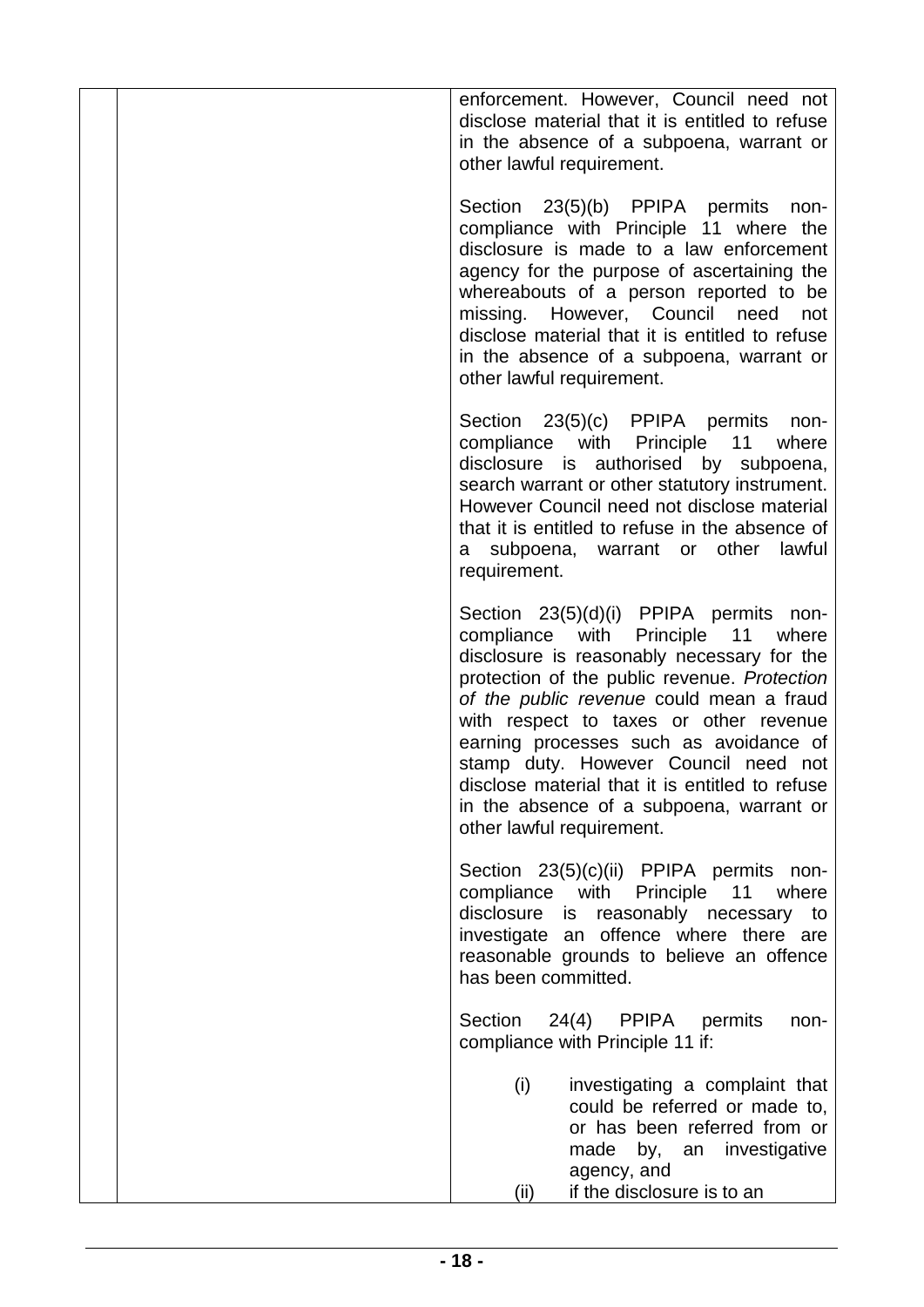| | | |
|---|---|---|
| | | enforcement. However, Council need not disclose material that it is entitled to refuse in the absence of a subpoena, warrant or other lawful requirement.<br><br>Section 23(5)(b) PPIPA permits non-compliance with Principle 11 where the disclosure is made to a law enforcement agency for the purpose of ascertaining the whereabouts of a person reported to be missing. However, Council need not disclose material that it is entitled to refuse in the absence of a subpoena, warrant or other lawful requirement.<br><br>Section 23(5)(c) PPIPA permits non-compliance with Principle 11 where disclosure is authorised by subpoena, search warrant or other statutory instrument. However Council need not disclose material that it is entitled to refuse in the absence of a subpoena, warrant or other lawful requirement.<br><br>Section 23(5)(d)(i) PPIPA permits non-compliance with Principle 11 where disclosure is reasonably necessary for the protection of the public revenue. *Protection of the public revenue* could mean a fraud with respect to taxes or other revenue earning processes such as avoidance of stamp duty. However Council need not disclose material that it is entitled to refuse in the absence of a subpoena, warrant or other lawful requirement.<br><br>Section 23(5)(c)(ii) PPIPA permits non-compliance with Principle 11 where disclosure is reasonably necessary to investigate an offence where there are reasonable grounds to believe an offence has been committed.<br><br>Section 24(4) PPIPA permits non-compliance with Principle 11 if:<br><br>(i) investigating a complaint that could be referred or made to, or has been referred from or made by, an investigative agency, and<br>(ii) if the disclosure is to an |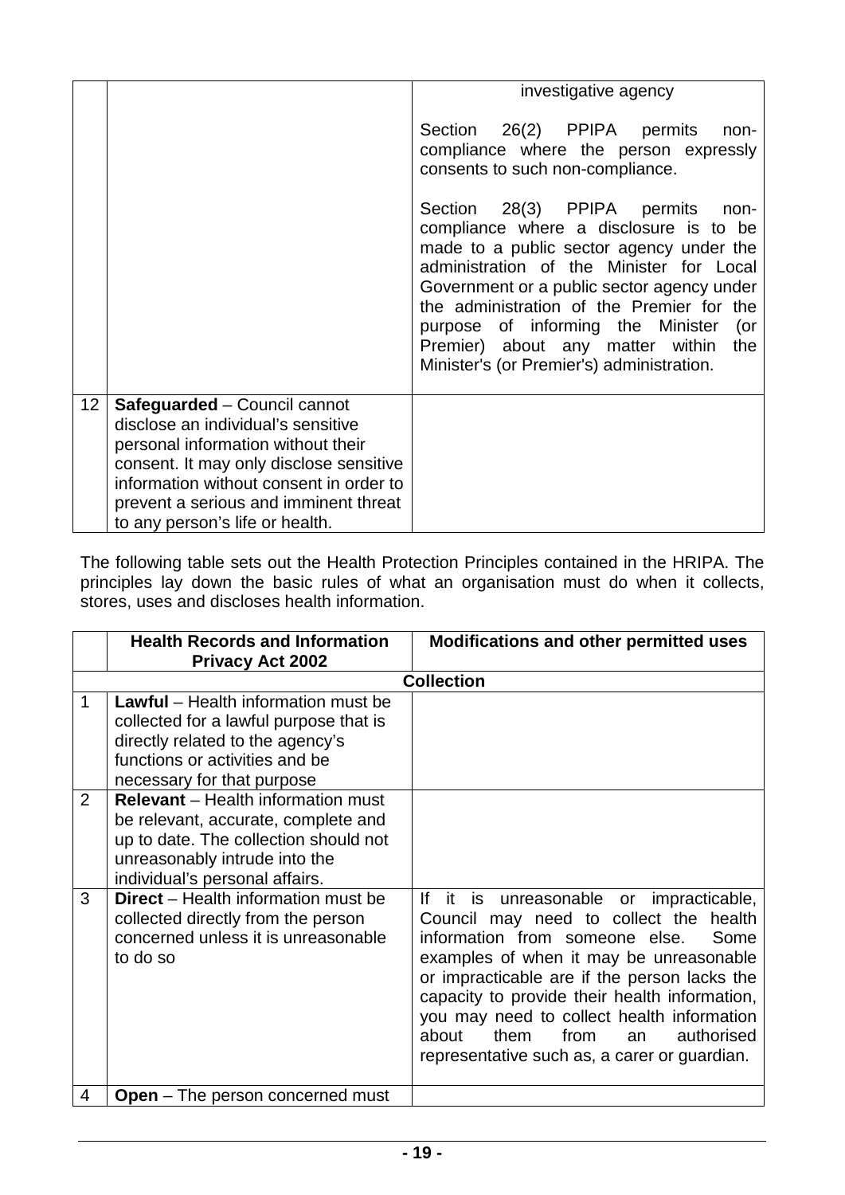| | | |
|---|---|---|
| | | investigative agency<br><br>Section 26(2) PPIPA permits non-compliance where the person expressly consents to such non-compliance.<br><br>Section 28(3) PPIPA permits non-compliance where a disclosure is to be made to a public sector agency under the administration of the Minister for Local Government or a public sector agency under the administration of the Premier for the purpose of informing the Minister (or Premier) about any matter within the Minister's (or Premier's) administration. |
| 12 | **Safeguarded** – Council cannot disclose an individual's sensitive personal information without their consent. It may only disclose sensitive information without consent in order to prevent a serious and imminent threat to any person's life or health. | |

The following table sets out the Health Protection Principles contained in the HRIPA. The principles lay down the basic rules of what an organisation must do when it collects, stores, uses and discloses health information.

| | Health Records and Information Privacy Act 2002 | Modifications and other permitted uses |
|---|---|---|
| | **Collection** | |
| 1 | **Lawful** – Health information must be collected for a lawful purpose that is directly related to the agency's functions or activities and be necessary for that purpose | |
| 2 | **Relevant** – Health information must be relevant, accurate, complete and up to date. The collection should not unreasonably intrude into the individual's personal affairs. | |
| 3 | **Direct** – Health information must be collected directly from the person concerned unless it is unreasonable to do so | If it is unreasonable or impracticable, Council may need to collect the health information from someone else. Some examples of when it may be unreasonable or impracticable are if the person lacks the capacity to provide their health information, you may need to collect health information about them from an authorised representative such as, a carer or guardian. |
| 4 | **Open** – The person concerned must | |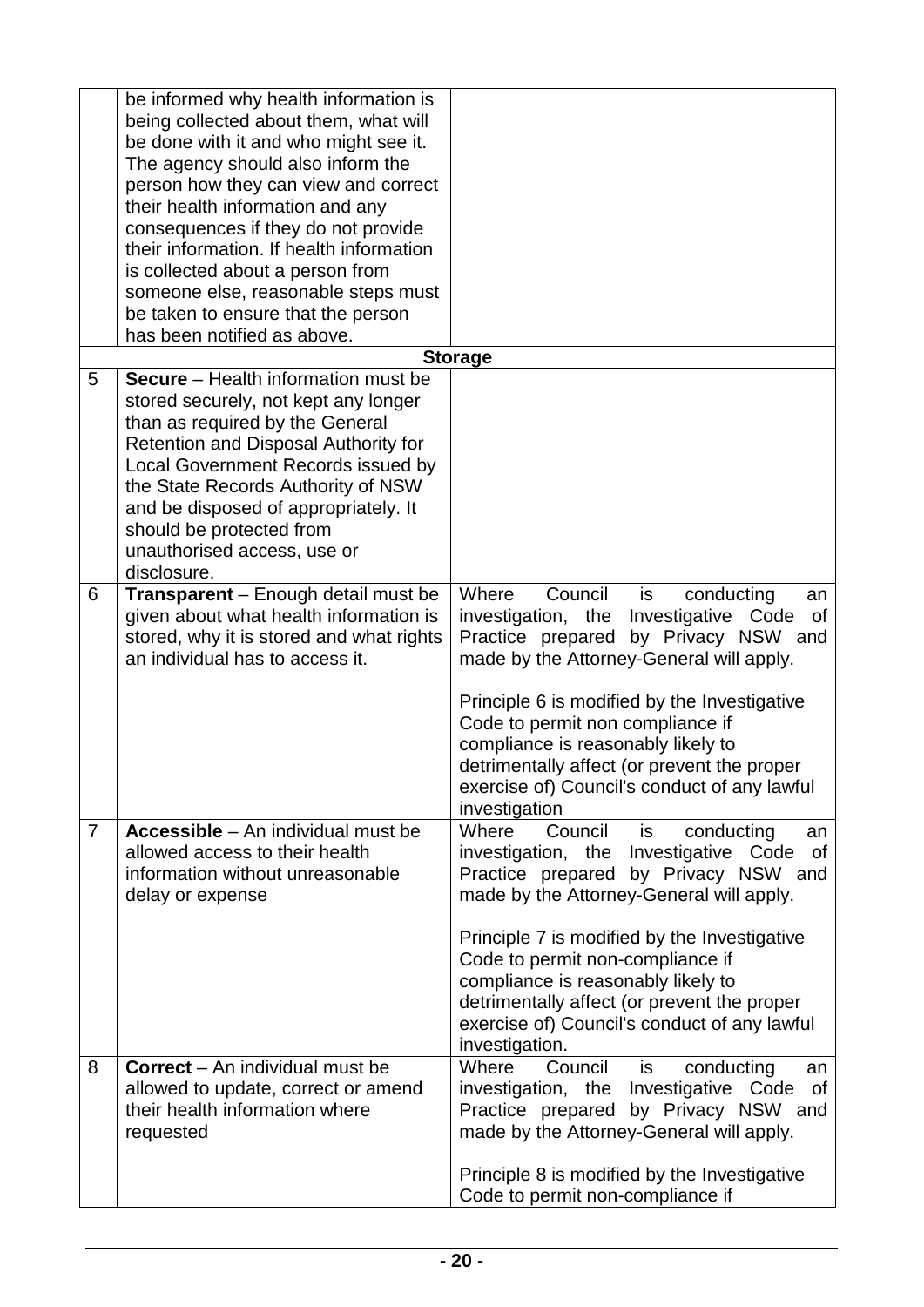| | | |
|---|---|---|
| | be informed why health information is being collected about them, what will be done with it and who might see it. The agency should also inform the person how they can view and correct their health information and any consequences if they do not provide their information. If health information is collected about a person from someone else, reasonable steps must be taken to ensure that the person has been notified as above. | |
| | **Storage** | |
| 5 | **Secure** – Health information must be stored securely, not kept any longer than as required by the General Retention and Disposal Authority for Local Government Records issued by the State Records Authority of NSW and be disposed of appropriately. It should be protected from unauthorised access, use or disclosure. | |
| 6 | **Transparent** – Enough detail must be given about what health information is stored, why it is stored and what rights an individual has to access it. | Where Council is conducting an investigation, the Investigative Code of Practice prepared by Privacy NSW and made by the Attorney-General will apply.<br><br>Principle 6 is modified by the Investigative Code to permit non compliance if compliance is reasonably likely to detrimentally affect (or prevent the proper exercise of) Council's conduct of any lawful investigation |
| 7 | **Accessible** – An individual must be allowed access to their health information without unreasonable delay or expense | Where Council is conducting an investigation, the Investigative Code of Practice prepared by Privacy NSW and made by the Attorney-General will apply.<br><br>Principle 7 is modified by the Investigative Code to permit non-compliance if compliance is reasonably likely to detrimentally affect (or prevent the proper exercise of) Council's conduct of any lawful investigation. |
| 8 | **Correct** – An individual must be allowed to update, correct or amend their health information where requested | Where Council is conducting an investigation, the Investigative Code of Practice prepared by Privacy NSW and made by the Attorney-General will apply.<br><br>Principle 8 is modified by the Investigative Code to permit non-compliance if |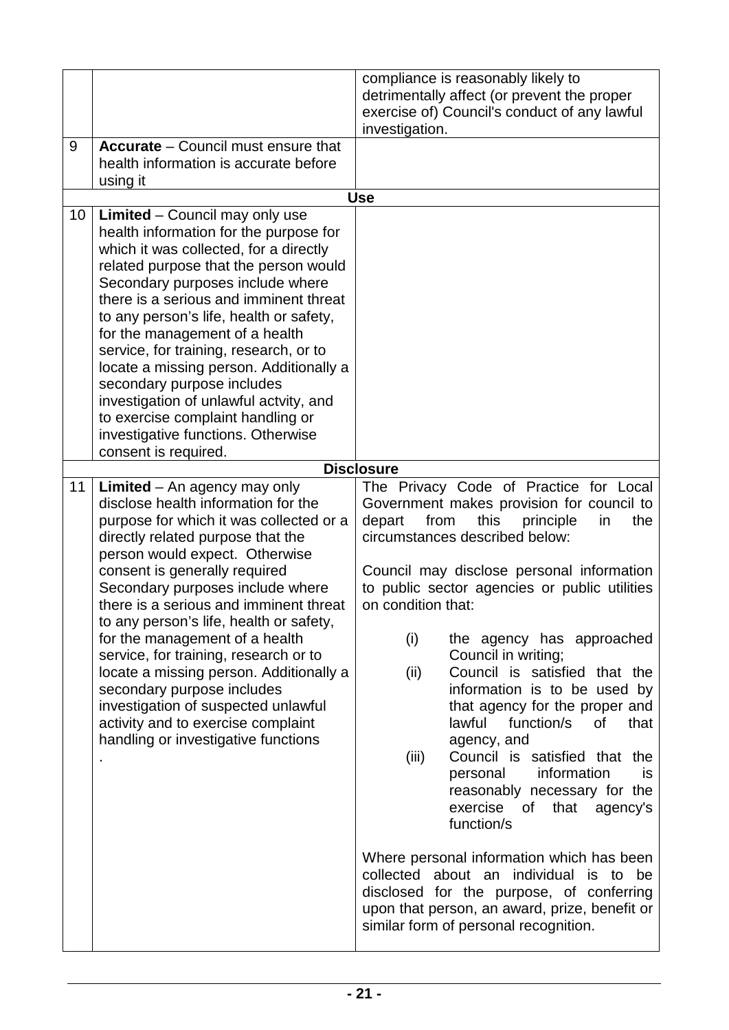| | | |
|---|---|---|
| | | compliance is reasonably likely to detrimentally affect (or prevent the proper exercise of) Council's conduct of any lawful investigation. |
| 9 | **Accurate** – Council must ensure that health information is accurate before using it | |
| | **Use** | |
| 10 | **Limited** – Council may only use health information for the purpose for which it was collected, for a directly related purpose that the person would Secondary purposes include where there is a serious and imminent threat to any person's life, health or safety, for the management of a health service, for training, research, or to locate a missing person. Additionally a secondary purpose includes investigation of unlawful actvity, and to exercise complaint handling or investigative functions. Otherwise consent is required. | |
| | **Disclosure** | |
| 11 | **Limited** – An agency may only disclose health information for the purpose for which it was collected or a directly related purpose that the person would expect. Otherwise consent is generally required Secondary purposes include where there is a serious and imminent threat to any person's life, health or safety, for the management of a health service, for training, research or to locate a missing person. Additionally a secondary purpose includes investigation of suspected unlawful activity and to exercise complaint handling or investigative functions<br>. | The Privacy Code of Practice for Local Government makes provision for council to depart from this principle in the circumstances described below:<br><br>Council may disclose personal information to public sector agencies or public utilities on condition that:<br><br>(i) the agency has approached Council in writing;<br>(ii) Council is satisfied that the information is to be used by that agency for the proper and lawful function/s of that agency, and<br>(iii) Council is satisfied that the personal information is reasonably necessary for the exercise of that agency's function/s<br><br>Where personal information which has been collected about an individual is to be disclosed for the purpose, of conferring upon that person, an award, prize, benefit or similar form of personal recognition. |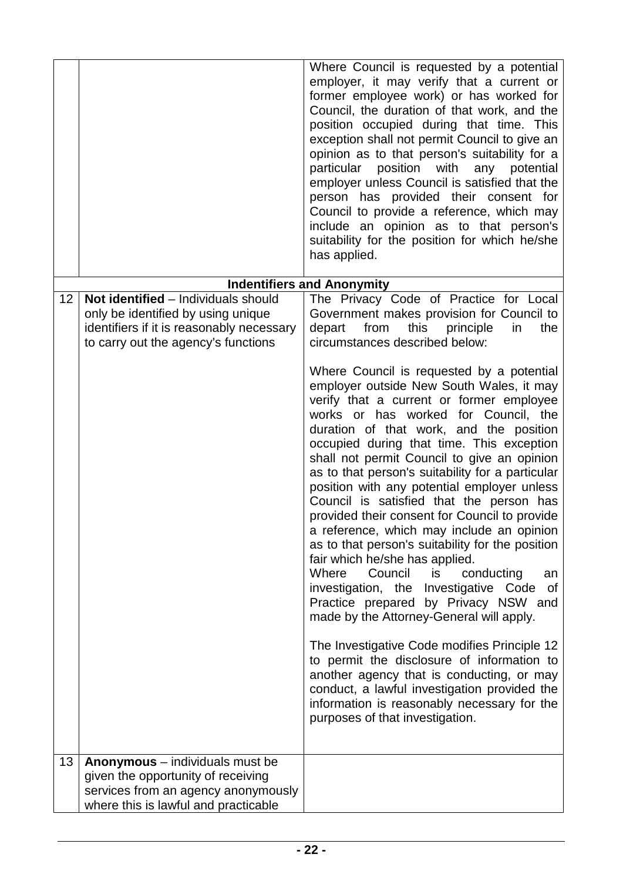| | | |
|---|---|---|
| | | Where Council is requested by a potential employer, it may verify that a current or former employee work) or has worked for Council, the duration of that work, and the position occupied during that time. This exception shall not permit Council to give an opinion as to that person's suitability for a particular position with any potential employer unless Council is satisfied that the person has provided their consent for Council to provide a reference, which may include an opinion as to that person's suitability for the position for which he/she has applied. |
| | **Indentifiers and Anonymity** | |
| 12 | **Not identified** – Individuals should only be identified by using unique identifiers if it is reasonably necessary to carry out the agency's functions | The Privacy Code of Practice for Local Government makes provision for Council to depart from this principle in the circumstances described below:<br><br>Where Council is requested by a potential employer outside New South Wales, it may verify that a current or former employee works or has worked for Council, the duration of that work, and the position occupied during that time. This exception shall not permit Council to give an opinion as to that person's suitability for a particular position with any potential employer unless Council is satisfied that the person has provided their consent for Council to provide a reference, which may include an opinion as to that person's suitability for the position fair which he/she has applied.<br>Where Council is conducting an investigation, the Investigative Code of Practice prepared by Privacy NSW and made by the Attorney-General will apply.<br><br>The Investigative Code modifies Principle 12 to permit the disclosure of information to another agency that is conducting, or may conduct, a lawful investigation provided the information is reasonably necessary for the purposes of that investigation. |
| 13 | **Anonymous** – individuals must be given the opportunity of receiving services from an agency anonymously where this is lawful and practicable | |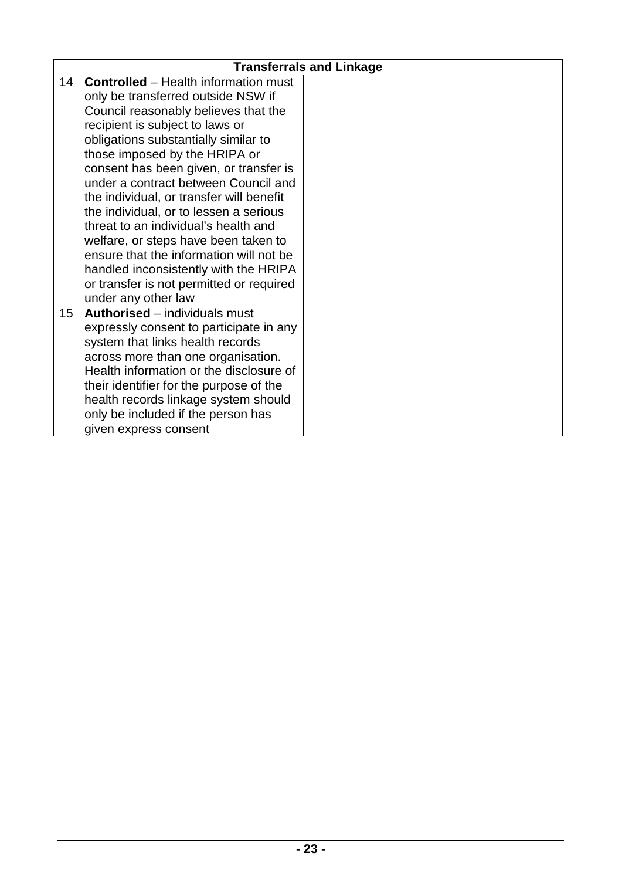| Transferrals and Linkage | | |
|---|---|---|
| 14 | **Controlled** – Health information must only be transferred outside NSW if Council reasonably believes that the recipient is subject to laws or obligations substantially similar to those imposed by the HRIPA or consent has been given, or transfer is under a contract between Council and the individual, or transfer will benefit the individual, or to lessen a serious threat to an individual's health and welfare, or steps have been taken to ensure that the information will not be handled inconsistently with the HRIPA or transfer is not permitted or required under any other law | |
| 15 | **Authorised** – individuals must expressly consent to participate in any system that links health records across more than one organisation. Health information or the disclosure of their identifier for the purpose of the health records linkage system should only be included if the person has given express consent | |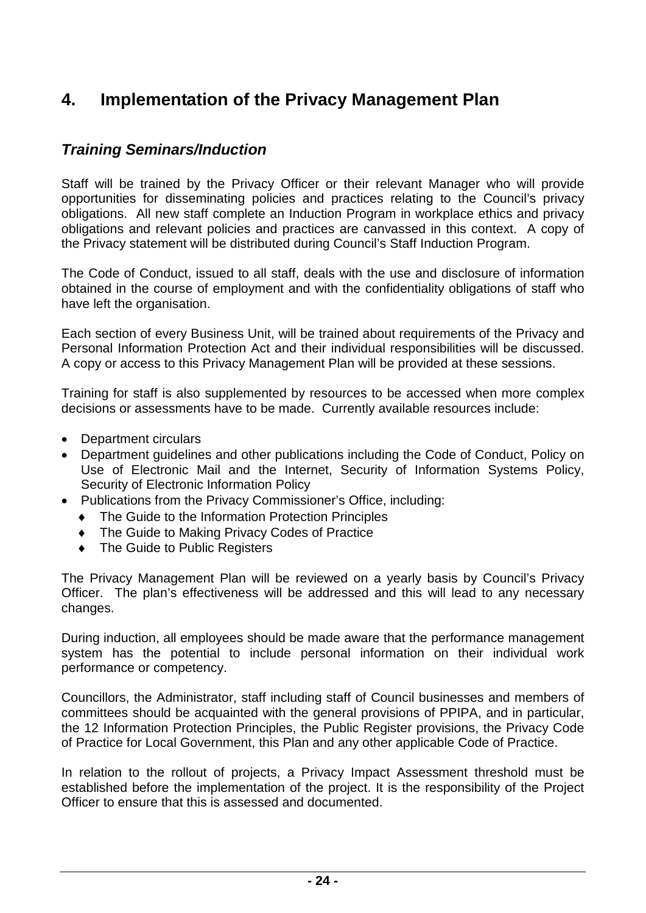# 4. Implementation of the Privacy Management Plan

### *Training Seminars/Induction*

Staff will be trained by the Privacy Officer or their relevant Manager who will provide opportunities for disseminating policies and practices relating to the Council's privacy obligations. All new staff complete an Induction Program in workplace ethics and privacy obligations and relevant policies and practices are canvassed in this context. A copy of the Privacy statement will be distributed during Council's Staff Induction Program.

The Code of Conduct, issued to all staff, deals with the use and disclosure of information obtained in the course of employment and with the confidentiality obligations of staff who have left the organisation.

Each section of every Business Unit, will be trained about requirements of the Privacy and Personal Information Protection Act and their individual responsibilities will be discussed. A copy or access to this Privacy Management Plan will be provided at these sessions.

Training for staff is also supplemented by resources to be accessed when more complex decisions or assessments have to be made. Currently available resources include:

- Department circulars
- Department guidelines and other publications including the Code of Conduct, Policy on Use of Electronic Mail and the Internet, Security of Information Systems Policy, Security of Electronic Information Policy
- Publications from the Privacy Commissioner's Office, including:
  - The Guide to the Information Protection Principles
  - The Guide to Making Privacy Codes of Practice
  - The Guide to Public Registers

The Privacy Management Plan will be reviewed on a yearly basis by Council's Privacy Officer. The plan's effectiveness will be addressed and this will lead to any necessary changes.

During induction, all employees should be made aware that the performance management system has the potential to include personal information on their individual work performance or competency.

Councillors, the Administrator, staff including staff of Council businesses and members of committees should be acquainted with the general provisions of PPIPA, and in particular, the 12 Information Protection Principles, the Public Register provisions, the Privacy Code of Practice for Local Government, this Plan and any other applicable Code of Practice.

In relation to the rollout of projects, a Privacy Impact Assessment threshold must be established before the implementation of the project. It is the responsibility of the Project Officer to ensure that this is assessed and documented.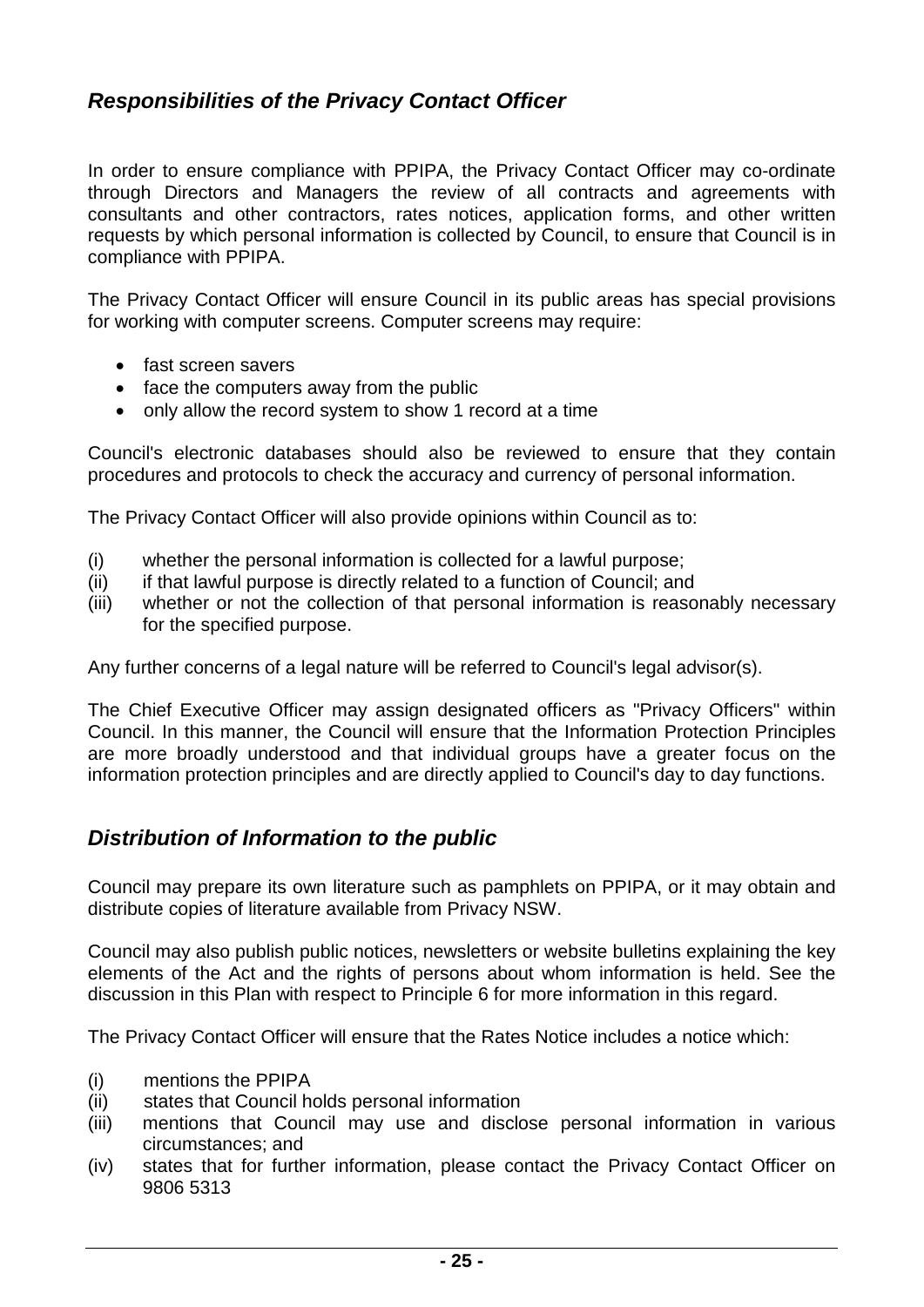## *Responsibilities of the Privacy Contact Officer*

In order to ensure compliance with PPIPA, the Privacy Contact Officer may co-ordinate through Directors and Managers the review of all contracts and agreements with consultants and other contractors, rates notices, application forms, and other written requests by which personal information is collected by Council, to ensure that Council is in compliance with PPIPA.

The Privacy Contact Officer will ensure Council in its public areas has special provisions for working with computer screens. Computer screens may require:

- fast screen savers
- face the computers away from the public
- only allow the record system to show 1 record at a time

Council's electronic databases should also be reviewed to ensure that they contain procedures and protocols to check the accuracy and currency of personal information.

The Privacy Contact Officer will also provide opinions within Council as to:

(i) whether the personal information is collected for a lawful purpose;
(ii) if that lawful purpose is directly related to a function of Council; and
(iii) whether or not the collection of that personal information is reasonably necessary for the specified purpose.

Any further concerns of a legal nature will be referred to Council's legal advisor(s).

The Chief Executive Officer may assign designated officers as "Privacy Officers" within Council. In this manner, the Council will ensure that the Information Protection Principles are more broadly understood and that individual groups have a greater focus on the information protection principles and are directly applied to Council's day to day functions.

## *Distribution of Information to the public*

Council may prepare its own literature such as pamphlets on PPIPA, or it may obtain and distribute copies of literature available from Privacy NSW.

Council may also publish public notices, newsletters or website bulletins explaining the key elements of the Act and the rights of persons about whom information is held. See the discussion in this Plan with respect to Principle 6 for more information in this regard.

The Privacy Contact Officer will ensure that the Rates Notice includes a notice which:

(i) mentions the PPIPA
(ii) states that Council holds personal information
(iii) mentions that Council may use and disclose personal information in various circumstances; and
(iv) states that for further information, please contact the Privacy Contact Officer on 9806 5313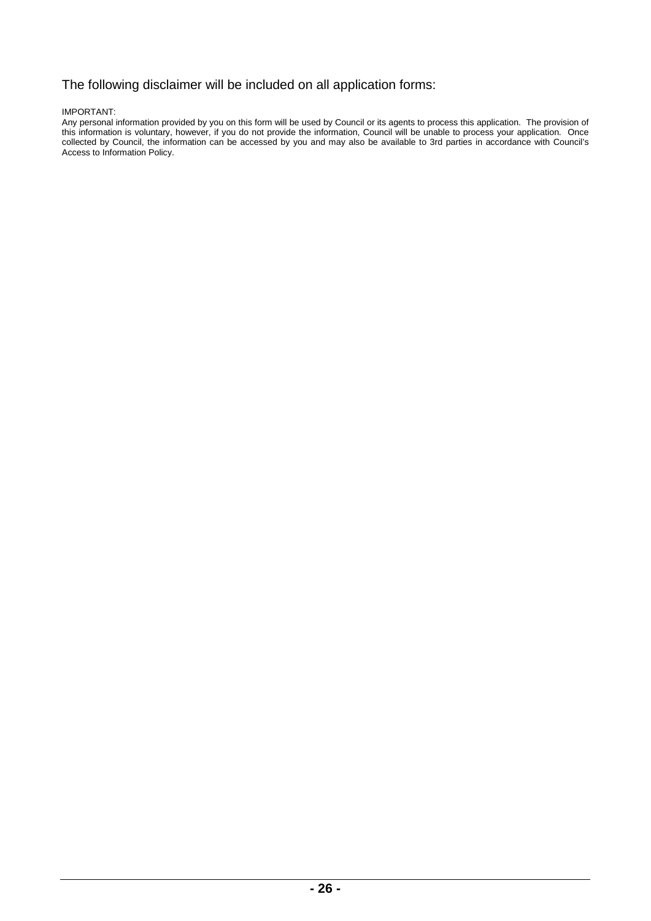## The following disclaimer will be included on all application forms:

IMPORTANT:
Any personal information provided by you on this form will be used by Council or its agents to process this application. The provision of this information is voluntary, however, if you do not provide the information, Council will be unable to process your application. Once collected by Council, the information can be accessed by you and may also be available to 3rd parties in accordance with Council's Access to Information Policy.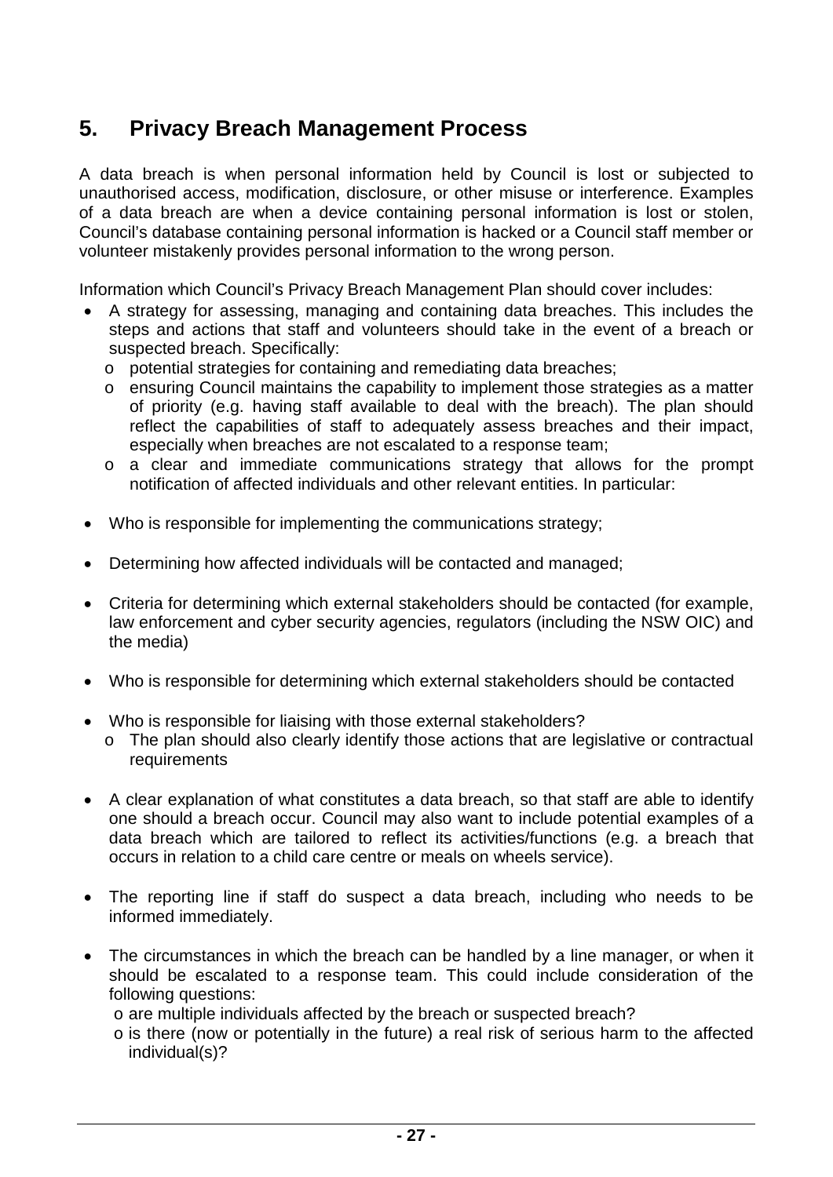## 5. Privacy Breach Management Process

A data breach is when personal information held by Council is lost or subjected to unauthorised access, modification, disclosure, or other misuse or interference. Examples of a data breach are when a device containing personal information is lost or stolen, Council's database containing personal information is hacked or a Council staff member or volunteer mistakenly provides personal information to the wrong person.

Information which Council's Privacy Breach Management Plan should cover includes:

- A strategy for assessing, managing and containing data breaches. This includes the steps and actions that staff and volunteers should take in the event of a breach or suspected breach. Specifically:
  - potential strategies for containing and remediating data breaches;
  - ensuring Council maintains the capability to implement those strategies as a matter of priority (e.g. having staff available to deal with the breach). The plan should reflect the capabilities of staff to adequately assess breaches and their impact, especially when breaches are not escalated to a response team;
  - a clear and immediate communications strategy that allows for the prompt notification of affected individuals and other relevant entities. In particular:

- Who is responsible for implementing the communications strategy;

- Determining how affected individuals will be contacted and managed;

- Criteria for determining which external stakeholders should be contacted (for example, law enforcement and cyber security agencies, regulators (including the NSW OIC) and the media)

- Who is responsible for determining which external stakeholders should be contacted

- Who is responsible for liaising with those external stakeholders?
  - The plan should also clearly identify those actions that are legislative or contractual requirements

- A clear explanation of what constitutes a data breach, so that staff are able to identify one should a breach occur. Council may also want to include potential examples of a data breach which are tailored to reflect its activities/functions (e.g. a breach that occurs in relation to a child care centre or meals on wheels service).

- The reporting line if staff do suspect a data breach, including who needs to be informed immediately.

- The circumstances in which the breach can be handled by a line manager, or when it should be escalated to a response team. This could include consideration of the following questions:
  - are multiple individuals affected by the breach or suspected breach?
  - is there (now or potentially in the future) a real risk of serious harm to the affected individual(s)?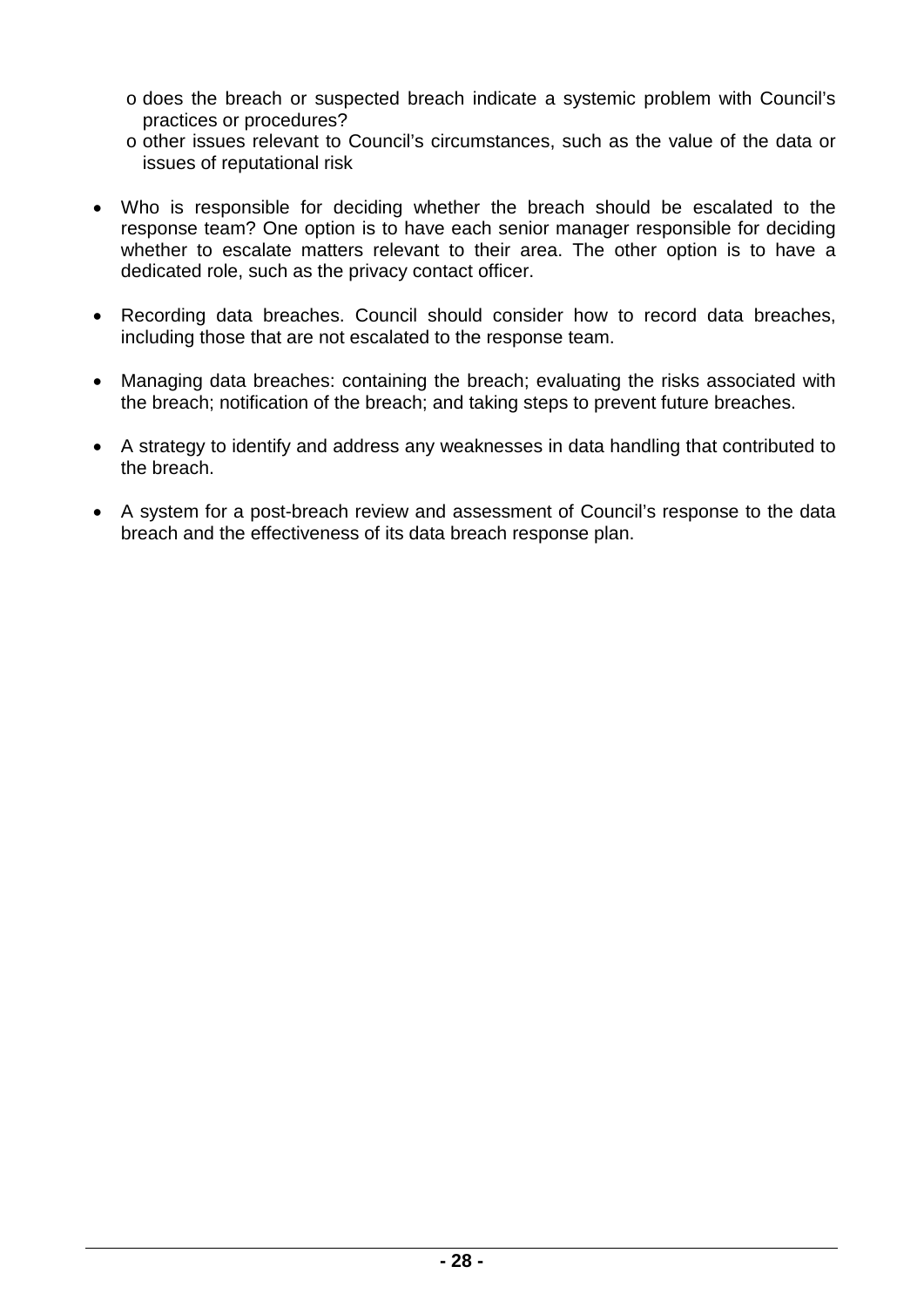- does the breach or suspected breach indicate a systemic problem with Council's practices or procedures?
  - other issues relevant to Council's circumstances, such as the value of the data or issues of reputational risk

- Who is responsible for deciding whether the breach should be escalated to the response team? One option is to have each senior manager responsible for deciding whether to escalate matters relevant to their area. The other option is to have a dedicated role, such as the privacy contact officer.

- Recording data breaches. Council should consider how to record data breaches, including those that are not escalated to the response team.

- Managing data breaches: containing the breach; evaluating the risks associated with the breach; notification of the breach; and taking steps to prevent future breaches.

- A strategy to identify and address any weaknesses in data handling that contributed to the breach.

- A system for a post-breach review and assessment of Council's response to the data breach and the effectiveness of its data breach response plan.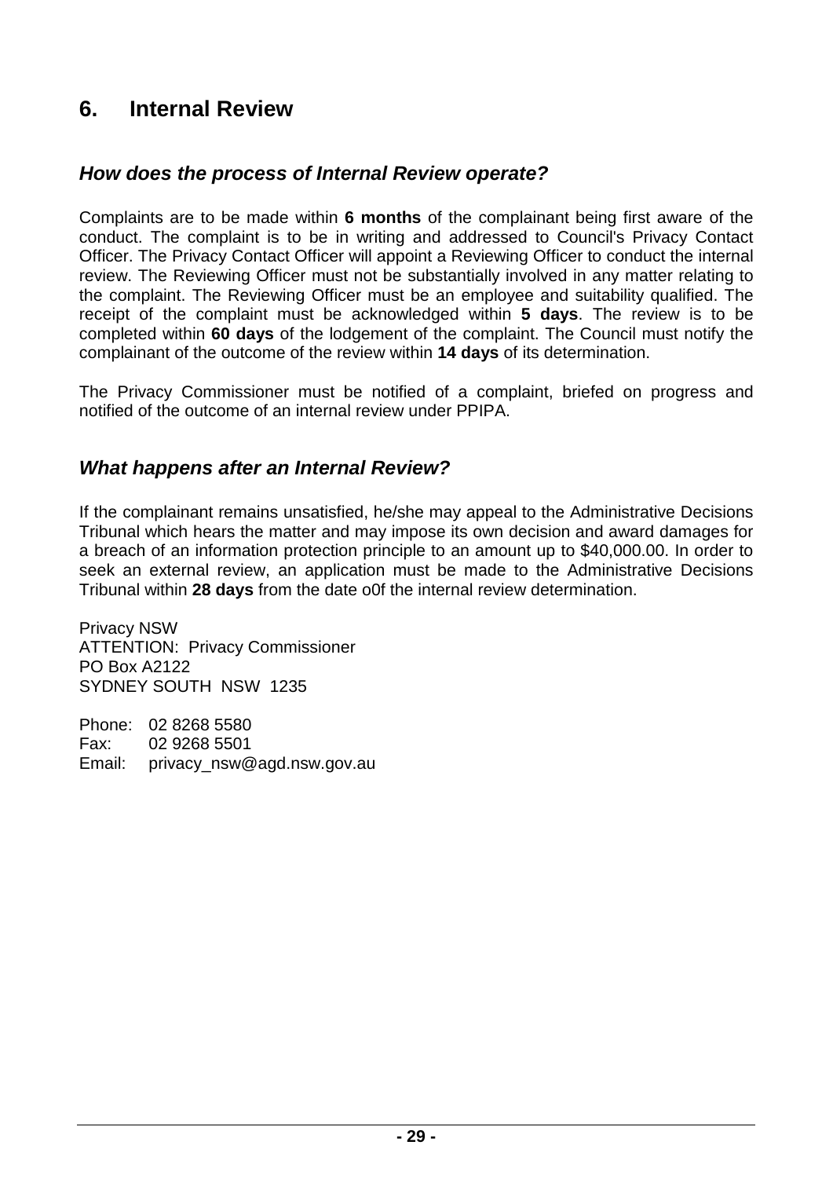## 6. Internal Review

### *How does the process of Internal Review operate?*

Complaints are to be made within **6 months** of the complainant being first aware of the conduct. The complaint is to be in writing and addressed to Council's Privacy Contact Officer. The Privacy Contact Officer will appoint a Reviewing Officer to conduct the internal review. The Reviewing Officer must not be substantially involved in any matter relating to the complaint. The Reviewing Officer must be an employee and suitability qualified. The receipt of the complaint must be acknowledged within **5 days**. The review is to be completed within **60 days** of the lodgement of the complaint. The Council must notify the complainant of the outcome of the review within **14 days** of its determination.

The Privacy Commissioner must be notified of a complaint, briefed on progress and notified of the outcome of an internal review under PPIPA.

### *What happens after an Internal Review?*

If the complainant remains unsatisfied, he/she may appeal to the Administrative Decisions Tribunal which hears the matter and may impose its own decision and award damages for a breach of an information protection principle to an amount up to $40,000.00. In order to seek an external review, an application must be made to the Administrative Decisions Tribunal within **28 days** from the date o0f the internal review determination.

Privacy NSW
ATTENTION: Privacy Commissioner
PO Box A2122
SYDNEY SOUTH NSW 1235

Phone: 02 8268 5580
Fax: 02 9268 5501
Email: privacy_nsw@agd.nsw.gov.au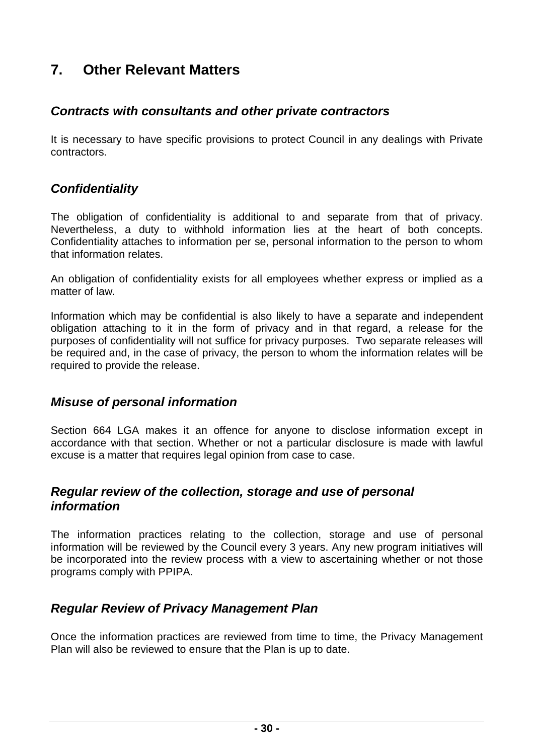# 7. Other Relevant Matters

### *Contracts with consultants and other private contractors*

It is necessary to have specific provisions to protect Council in any dealings with Private contractors.

### *Confidentiality*

The obligation of confidentiality is additional to and separate from that of privacy. Nevertheless, a duty to withhold information lies at the heart of both concepts. Confidentiality attaches to information per se, personal information to the person to whom that information relates.

An obligation of confidentiality exists for all employees whether express or implied as a matter of law.

Information which may be confidential is also likely to have a separate and independent obligation attaching to it in the form of privacy and in that regard, a release for the purposes of confidentiality will not suffice for privacy purposes. Two separate releases will be required and, in the case of privacy, the person to whom the information relates will be required to provide the release.

### *Misuse of personal information*

Section 664 LGA makes it an offence for anyone to disclose information except in accordance with that section. Whether or not a particular disclosure is made with lawful excuse is a matter that requires legal opinion from case to case.

### *Regular review of the collection, storage and use of personal information*

The information practices relating to the collection, storage and use of personal information will be reviewed by the Council every 3 years. Any new program initiatives will be incorporated into the review process with a view to ascertaining whether or not those programs comply with PPIPA.

### *Regular Review of Privacy Management Plan*

Once the information practices are reviewed from time to time, the Privacy Management Plan will also be reviewed to ensure that the Plan is up to date.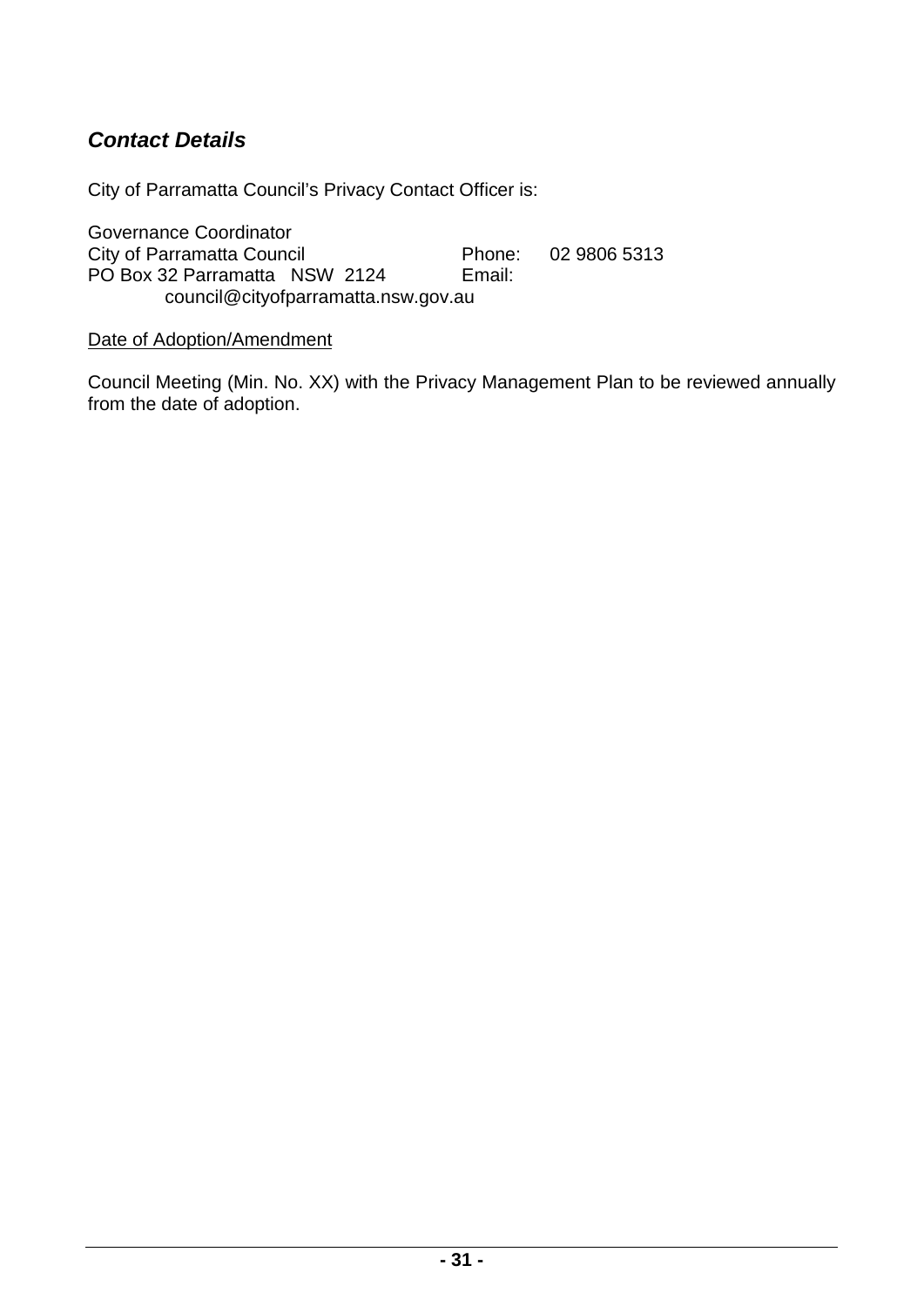## *Contact Details*

City of Parramatta Council's Privacy Contact Officer is:

Governance Coordinator  
City of Parramatta Council Phone: 02 9806 5313  
PO Box 32 Parramatta NSW 2124 Email: council@cityofparramatta.nsw.gov.au

<u>Date of Adoption/Amendment</u>

Council Meeting (Min. No. XX) with the Privacy Management Plan to be reviewed annually from the date of adoption.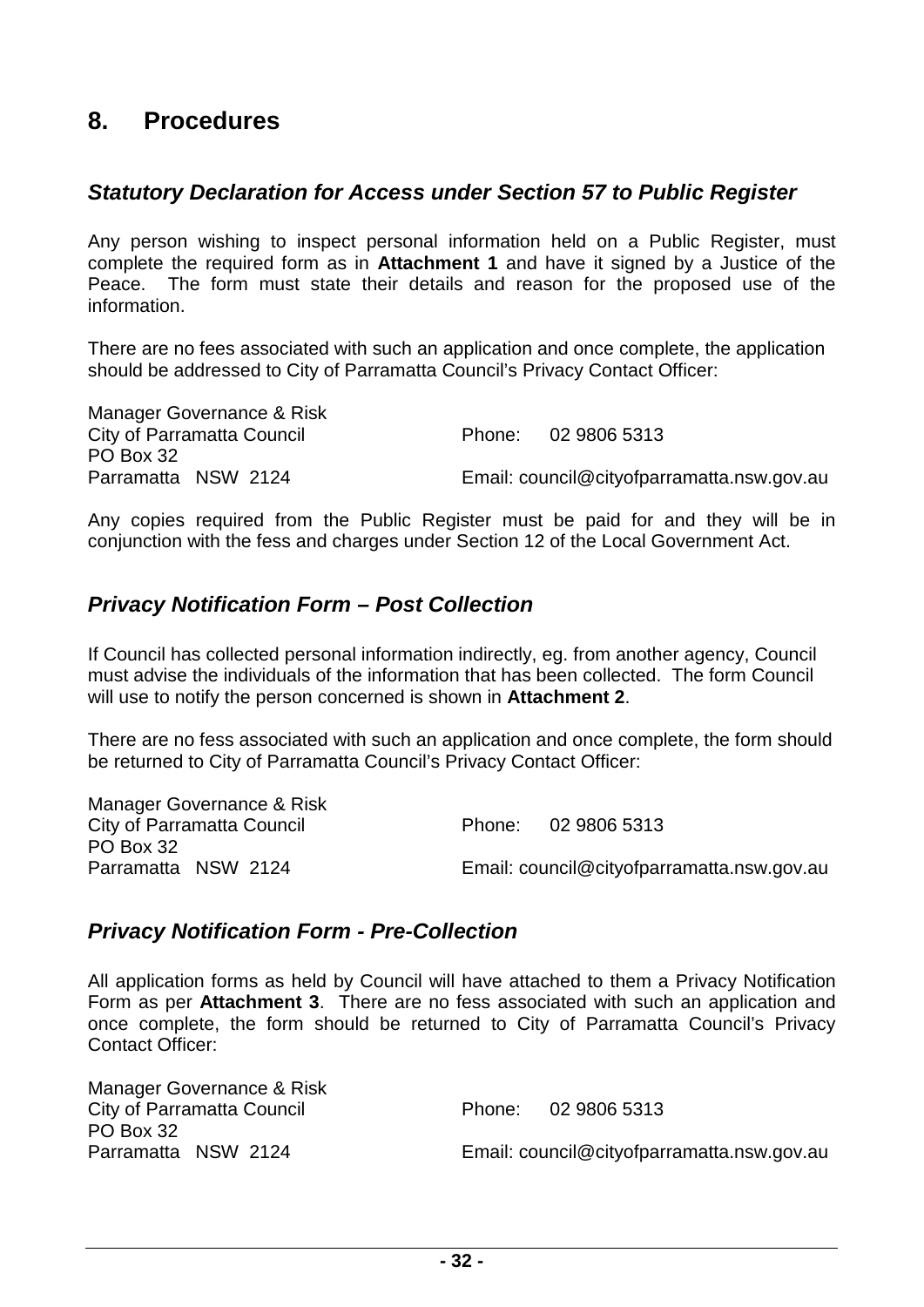## 8. Procedures

### *Statutory Declaration for Access under Section 57 to Public Register*

Any person wishing to inspect personal information held on a Public Register, must complete the required form as in **Attachment 1** and have it signed by a Justice of the Peace. The form must state their details and reason for the proposed use of the information.

There are no fees associated with such an application and once complete, the application should be addressed to City of Parramatta Council's Privacy Contact Officer:

Manager Governance & Risk
City of Parramatta Council
PO Box 32
Parramatta NSW 2124

Phone: 02 9806 5313
Email: council@cityofparramatta.nsw.gov.au

Any copies required from the Public Register must be paid for and they will be in conjunction with the fess and charges under Section 12 of the Local Government Act.

### *Privacy Notification Form – Post Collection*

If Council has collected personal information indirectly, eg. from another agency, Council must advise the individuals of the information that has been collected. The form Council will use to notify the person concerned is shown in **Attachment 2**.

There are no fess associated with such an application and once complete, the form should be returned to City of Parramatta Council's Privacy Contact Officer:

Manager Governance & Risk
City of Parramatta Council
PO Box 32
Parramatta NSW 2124

Phone: 02 9806 5313
Email: council@cityofparramatta.nsw.gov.au

### *Privacy Notification Form - Pre-Collection*

All application forms as held by Council will have attached to them a Privacy Notification Form as per **Attachment 3**. There are no fess associated with such an application and once complete, the form should be returned to City of Parramatta Council's Privacy Contact Officer:

Manager Governance & Risk
City of Parramatta Council
PO Box 32
Parramatta NSW 2124

Phone: 02 9806 5313
Email: council@cityofparramatta.nsw.gov.au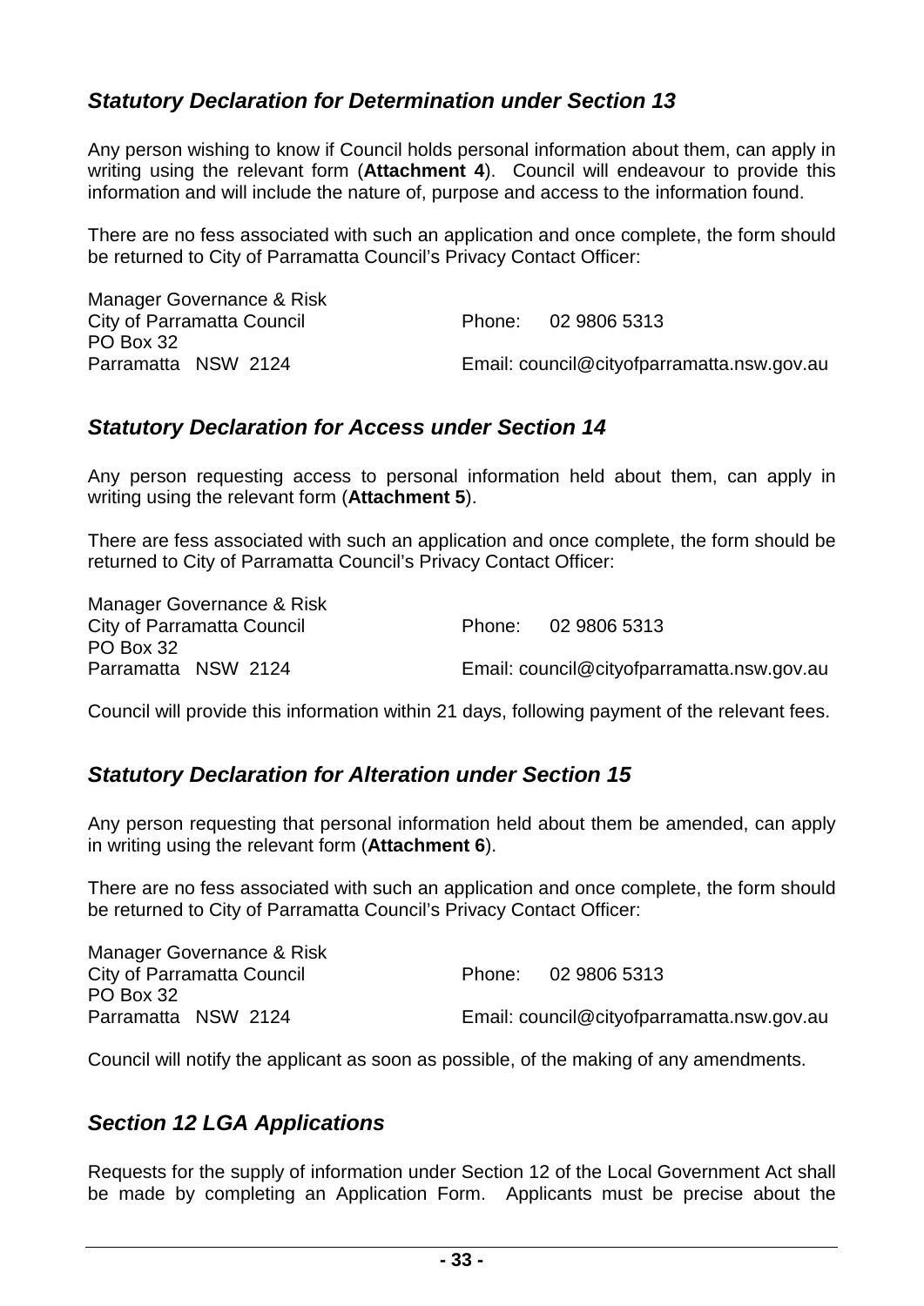### *Statutory Declaration for Determination under Section 13*

Any person wishing to know if Council holds personal information about them, can apply in writing using the relevant form (**Attachment 4**). Council will endeavour to provide this information and will include the nature of, purpose and access to the information found.

There are no fess associated with such an application and once complete, the form should be returned to City of Parramatta Council's Privacy Contact Officer:

Manager Governance & Risk
City of Parramatta Council
PO Box 32
Parramatta NSW 2124

Phone: 02 9806 5313
Email: council@cityofparramatta.nsw.gov.au

### *Statutory Declaration for Access under Section 14*

Any person requesting access to personal information held about them, can apply in writing using the relevant form (**Attachment 5**).

There are fess associated with such an application and once complete, the form should be returned to City of Parramatta Council's Privacy Contact Officer:

Manager Governance & Risk
City of Parramatta Council
PO Box 32
Parramatta NSW 2124

Phone: 02 9806 5313
Email: council@cityofparramatta.nsw.gov.au

Council will provide this information within 21 days, following payment of the relevant fees.

### *Statutory Declaration for Alteration under Section 15*

Any person requesting that personal information held about them be amended, can apply in writing using the relevant form (**Attachment 6**).

There are no fess associated with such an application and once complete, the form should be returned to City of Parramatta Council's Privacy Contact Officer:

Manager Governance & Risk
City of Parramatta Council
PO Box 32
Parramatta NSW 2124

Phone: 02 9806 5313
Email: council@cityofparramatta.nsw.gov.au

Council will notify the applicant as soon as possible, of the making of any amendments.

### *Section 12 LGA Applications*

Requests for the supply of information under Section 12 of the Local Government Act shall be made by completing an Application Form. Applicants must be precise about the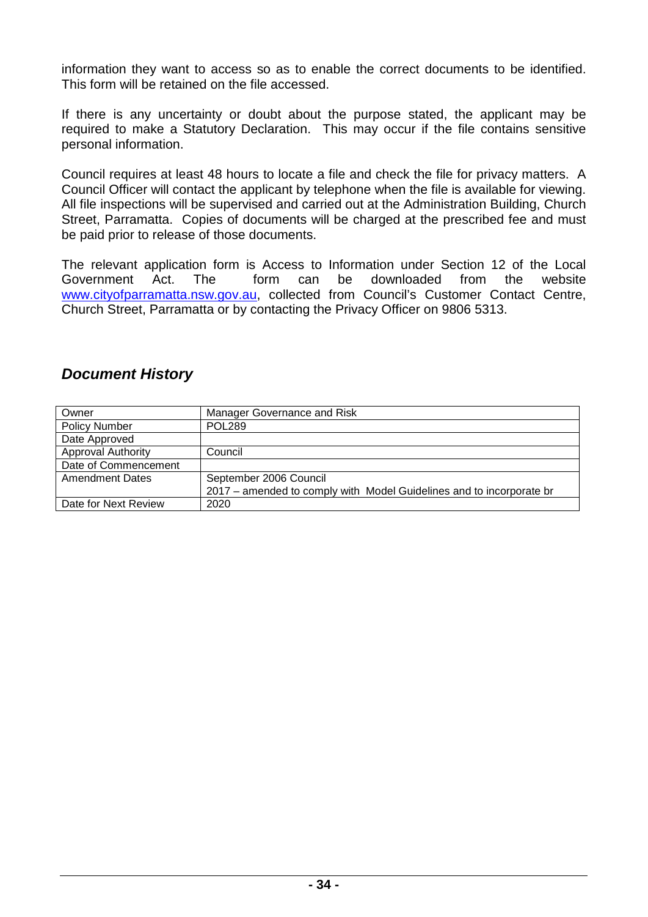information they want to access so as to enable the correct documents to be identified. This form will be retained on the file accessed.

If there is any uncertainty or doubt about the purpose stated, the applicant may be required to make a Statutory Declaration. This may occur if the file contains sensitive personal information.

Council requires at least 48 hours to locate a file and check the file for privacy matters. A Council Officer will contact the applicant by telephone when the file is available for viewing. All file inspections will be supervised and carried out at the Administration Building, Church Street, Parramatta. Copies of documents will be charged at the prescribed fee and must be paid prior to release of those documents.

The relevant application form is Access to Information under Section 12 of the Local Government Act. The form can be downloaded from the website www.cityofparramatta.nsw.gov.au, collected from Council's Customer Contact Centre, Church Street, Parramatta or by contacting the Privacy Officer on 9806 5313.

## *Document History*

| Owner | Manager Governance and Risk |
|---|---|
| Policy Number | POL289 |
| Date Approved | |
| Approval Authority | Council |
| Date of Commencement | |
| Amendment Dates | September 2006 Council<br>2017 – amended to comply with Model Guidelines and to incorporate br |
| Date for Next Review | 2020 |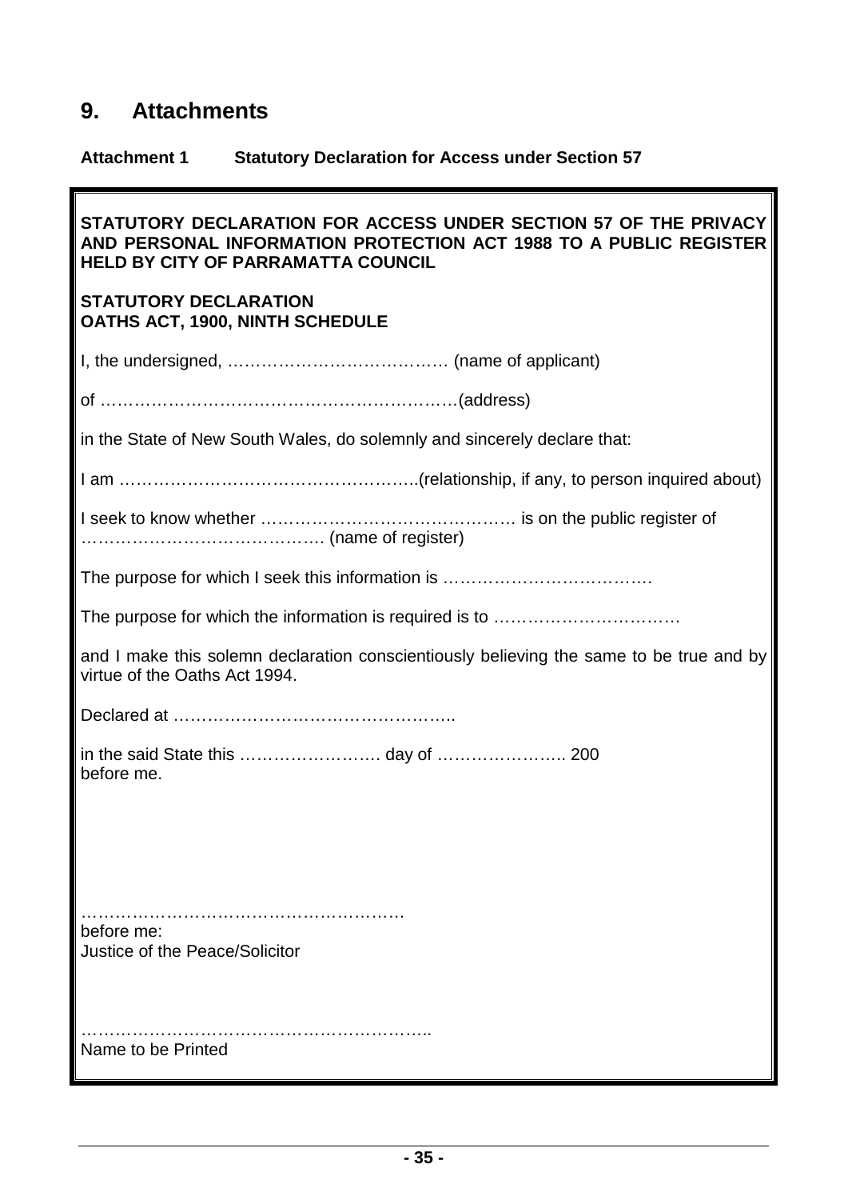# 9. Attachments

**Attachment 1 Statutory Declaration for Access under Section 57**

**STATUTORY DECLARATION FOR ACCESS UNDER SECTION 57 OF THE PRIVACY AND PERSONAL INFORMATION PROTECTION ACT 1988 TO A PUBLIC REGISTER HELD BY CITY OF PARRAMATTA COUNCIL**

**STATUTORY DECLARATION**
**OATHS ACT, 1900, NINTH SCHEDULE**

I, the undersigned, ………………………………… (name of applicant)

of ……………………………………………………(address)

in the State of New South Wales, do solemnly and sincerely declare that:

I am ……………………………………………..(relationship, if any, to person inquired about)

I seek to know whether …………………………………… is on the public register of …………………………………. (name of register)

The purpose for which I seek this information is ……………………………….

The purpose for which the information is required is to …………………………….

and I make this solemn declaration conscientiously believing the same to be true and by virtue of the Oaths Act 1994.

Declared at …………………………………………..

in the said State this ……………………. day of ………………….. 200
before me.

………………………………………………
before me:
Justice of the Peace/Solicitor

……………………………………………………..
Name to be Printed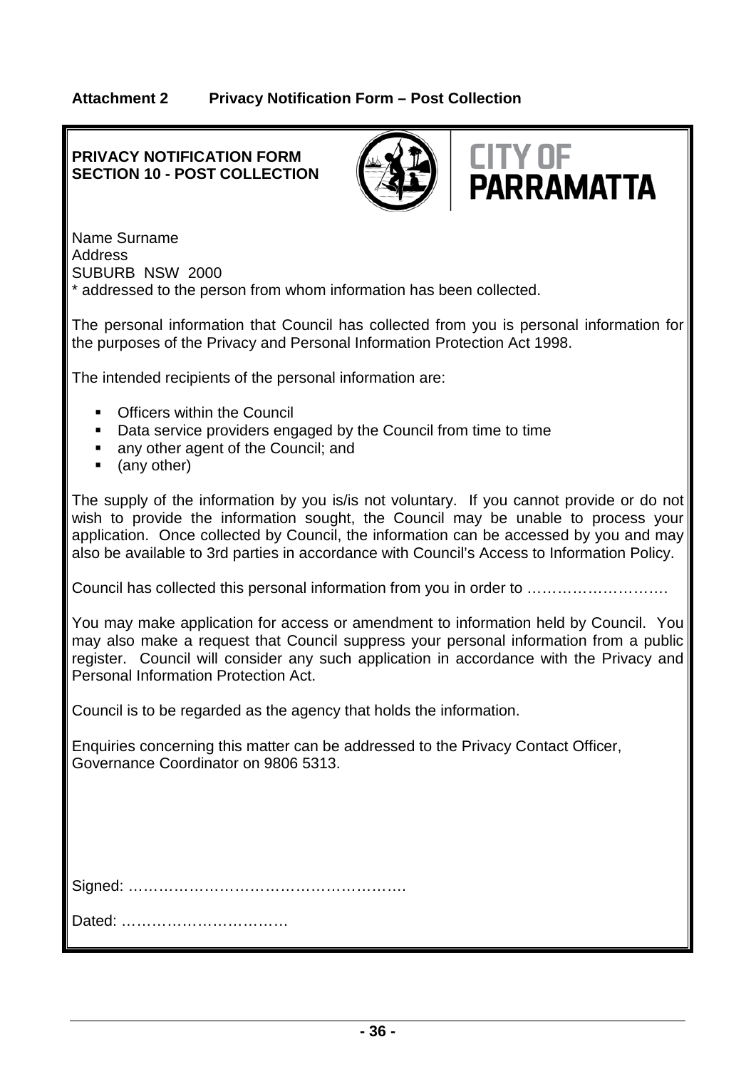**Attachment 2  Privacy Notification Form – Post Collection**

**PRIVACY NOTIFICATION FORM**
**SECTION 10 - POST COLLECTION**

CITY OF PARRAMATTA

Name Surname
Address
SUBURB NSW 2000
* addressed to the person from whom information has been collected.

The personal information that Council has collected from you is personal information for the purposes of the Privacy and Personal Information Protection Act 1998.

The intended recipients of the personal information are:

- Officers within the Council
- Data service providers engaged by the Council from time to time
- any other agent of the Council; and
- (any other)

The supply of the information by you is/is not voluntary. If you cannot provide or do not wish to provide the information sought, the Council may be unable to process your application. Once collected by Council, the information can be accessed by you and may also be available to 3rd parties in accordance with Council's Access to Information Policy.

Council has collected this personal information from you in order to ……………………….

You may make application for access or amendment to information held by Council. You may also make a request that Council suppress your personal information from a public register. Council will consider any such application in accordance with the Privacy and Personal Information Protection Act.

Council is to be regarded as the agency that holds the information.

Enquiries concerning this matter can be addressed to the Privacy Contact Officer, Governance Coordinator on 9806 5313.

Signed: ……………………………………………….

Dated: ……………………………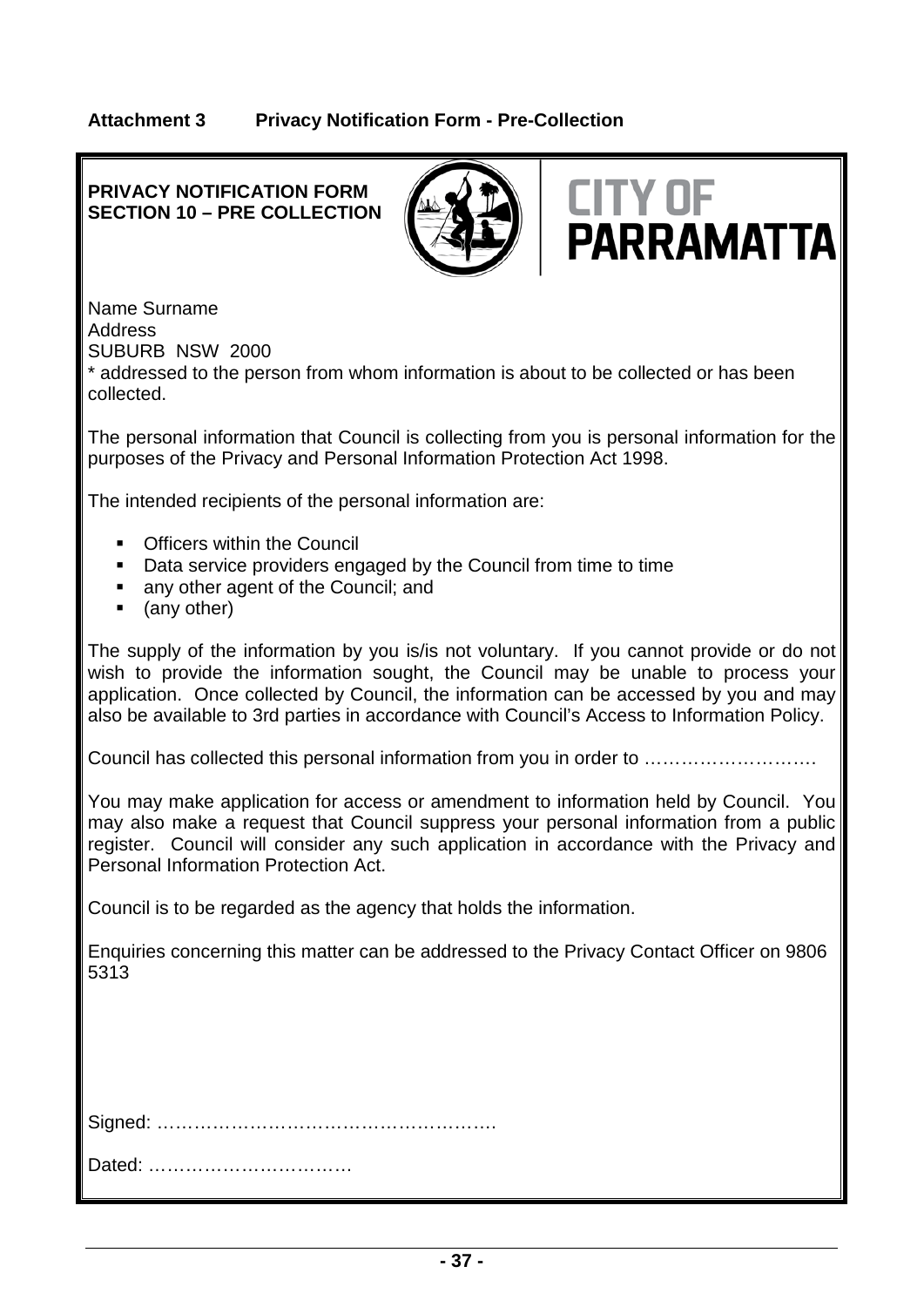**Attachment 3 Privacy Notification Form - Pre-Collection**

**PRIVACY NOTIFICATION FORM**
**SECTION 10 – PRE COLLECTION**

CITY OF PARRAMATTA

Name Surname
Address
SUBURB NSW 2000
* addressed to the person from whom information is about to be collected or has been collected.

The personal information that Council is collecting from you is personal information for the purposes of the Privacy and Personal Information Protection Act 1998.

The intended recipients of the personal information are:

- Officers within the Council
- Data service providers engaged by the Council from time to time
- any other agent of the Council; and
- (any other)

The supply of the information by you is/is not voluntary. If you cannot provide or do not wish to provide the information sought, the Council may be unable to process your application. Once collected by Council, the information can be accessed by you and may also be available to 3rd parties in accordance with Council's Access to Information Policy.

Council has collected this personal information from you in order to ……………………….

You may make application for access or amendment to information held by Council. You may also make a request that Council suppress your personal information from a public register. Council will consider any such application in accordance with the Privacy and Personal Information Protection Act.

Council is to be regarded as the agency that holds the information.

Enquiries concerning this matter can be addressed to the Privacy Contact Officer on 9806 5313

Signed: ……………………………………………….

Dated: ……………………………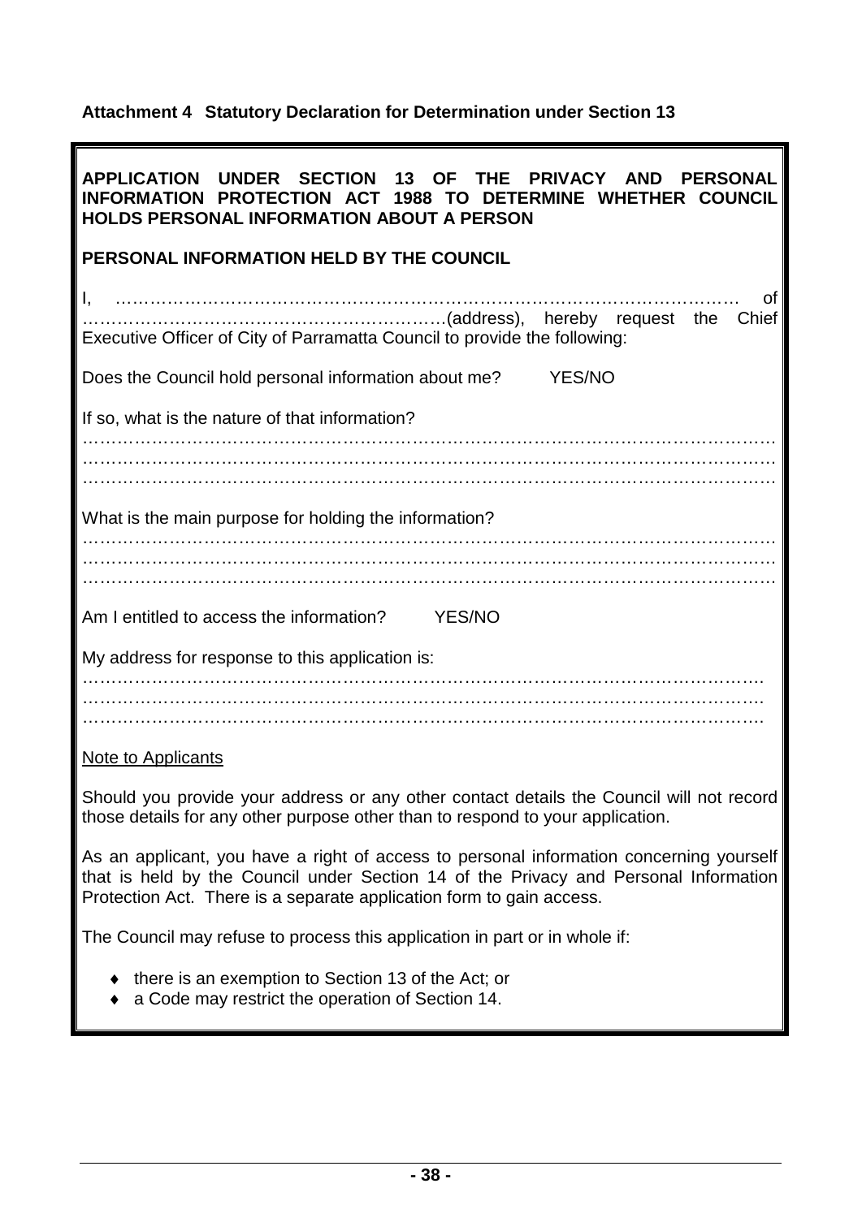**Attachment 4 Statutory Declaration for Determination under Section 13**

**APPLICATION UNDER SECTION 13 OF THE PRIVACY AND PERSONAL INFORMATION PROTECTION ACT 1988 TO DETERMINE WHETHER COUNCIL HOLDS PERSONAL INFORMATION ABOUT A PERSON**

**PERSONAL INFORMATION HELD BY THE COUNCIL**

I, ……………………………………………………………………………………………… of ……………………………………………………(address), hereby request the Chief Executive Officer of City of Parramatta Council to provide the following:

Does the Council hold personal information about me? YES/NO

If so, what is the nature of that information?

……………………………………………………………………………………………………
……………………………………………………………………………………………………
……………………………………………………………………………………………………

What is the main purpose for holding the information?

……………………………………………………………………………………………………
……………………………………………………………………………………………………
……………………………………………………………………………………………………

Am I entitled to access the information? YES/NO

My address for response to this application is:

……………………………………………………………………………………………………
……………………………………………………………………………………………………
……………………………………………………………………………………………………

Note to Applicants

Should you provide your address or any other contact details the Council will not record those details for any other purpose other than to respond to your application.

As an applicant, you have a right of access to personal information concerning yourself that is held by the Council under Section 14 of the Privacy and Personal Information Protection Act. There is a separate application form to gain access.

The Council may refuse to process this application in part or in whole if:

- there is an exemption to Section 13 of the Act; or
- a Code may restrict the operation of Section 14.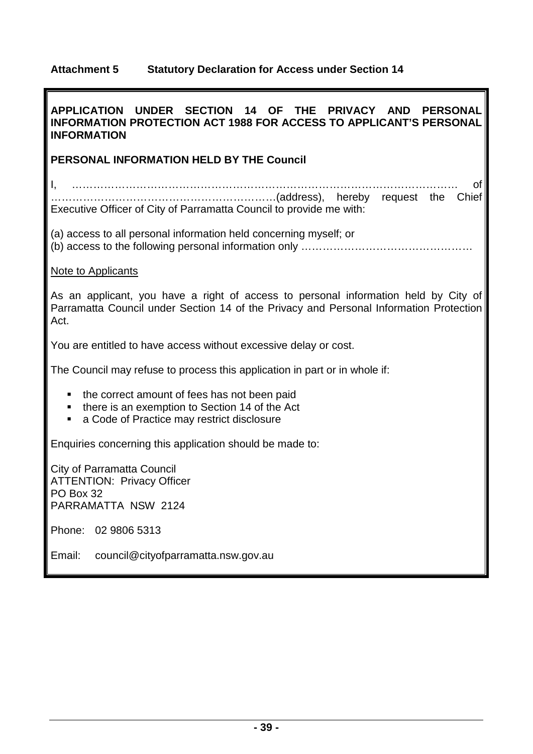**Attachment 5 Statutory Declaration for Access under Section 14**

**APPLICATION UNDER SECTION 14 OF THE PRIVACY AND PERSONAL INFORMATION PROTECTION ACT 1988 FOR ACCESS TO APPLICANT'S PERSONAL INFORMATION**

**PERSONAL INFORMATION HELD BY THE Council**

I, ……………………………………………………………………………………………… of ……………………………………………………(address), hereby request the Chief Executive Officer of City of Parramatta Council to provide me with:

(a) access to all personal information held concerning myself; or
(b) access to the following personal information only ………………………………………

<u>Note to Applicants</u>

As an applicant, you have a right of access to personal information held by City of Parramatta Council under Section 14 of the Privacy and Personal Information Protection Act.

You are entitled to have access without excessive delay or cost.

The Council may refuse to process this application in part or in whole if:

- the correct amount of fees has not been paid
- there is an exemption to Section 14 of the Act
- a Code of Practice may restrict disclosure

Enquiries concerning this application should be made to:

City of Parramatta Council
ATTENTION: Privacy Officer
PO Box 32
PARRAMATTA NSW 2124

Phone: 02 9806 5313

Email: council@cityofparramatta.nsw.gov.au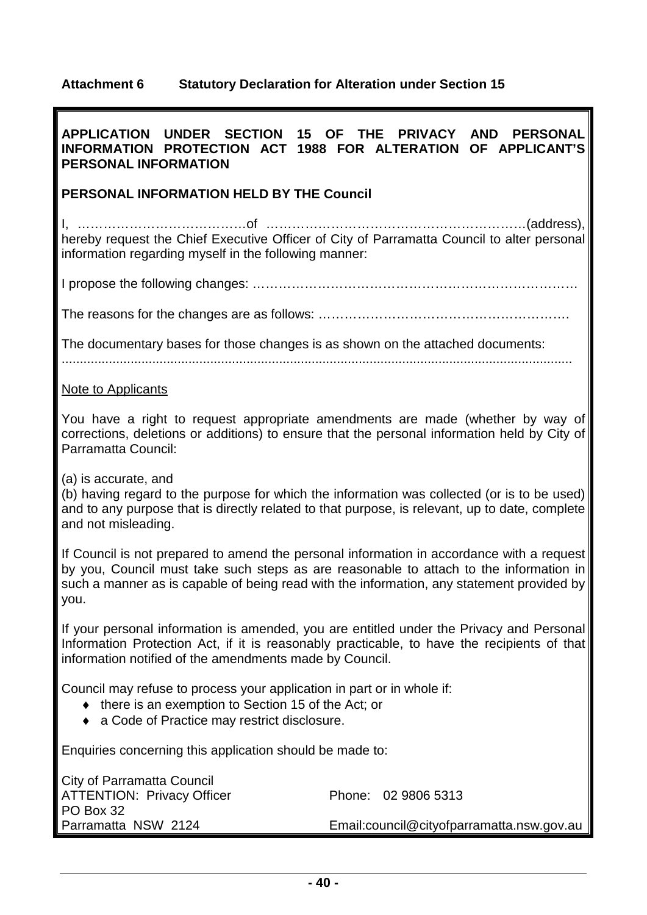**Attachment 6 Statutory Declaration for Alteration under Section 15**

**APPLICATION UNDER SECTION 15 OF THE PRIVACY AND PERSONAL INFORMATION PROTECTION ACT 1988 FOR ALTERATION OF APPLICANT'S PERSONAL INFORMATION**

**PERSONAL INFORMATION HELD BY THE Council**

I, …………………………………of ……………………………………………………(address), hereby request the Chief Executive Officer of City of Parramatta Council to alter personal information regarding myself in the following manner:

I propose the following changes: ……………………………………………………………….

The reasons for the changes are as follows: ………………………………………………….

The documentary bases for those changes is as shown on the attached documents: ............................................................................................................................................

<u>Note to Applicants</u>

You have a right to request appropriate amendments are made (whether by way of corrections, deletions or additions) to ensure that the personal information held by City of Parramatta Council:

(a) is accurate, and
(b) having regard to the purpose for which the information was collected (or is to be used) and to any purpose that is directly related to that purpose, is relevant, up to date, complete and not misleading.

If Council is not prepared to amend the personal information in accordance with a request by you, Council must take such steps as are reasonable to attach to the information in such a manner as is capable of being read with the information, any statement provided by you.

If your personal information is amended, you are entitled under the Privacy and Personal Information Protection Act, if it is reasonably practicable, to have the recipients of that information notified of the amendments made by Council.

Council may refuse to process your application in part or in whole if:

- there is an exemption to Section 15 of the Act; or
- a Code of Practice may restrict disclosure.

Enquiries concerning this application should be made to:

City of Parramatta Council
ATTENTION: Privacy Officer
PO Box 32
Parramatta NSW 2124

Phone: 02 9806 5313
Email:council@cityofparramatta.nsw.gov.au